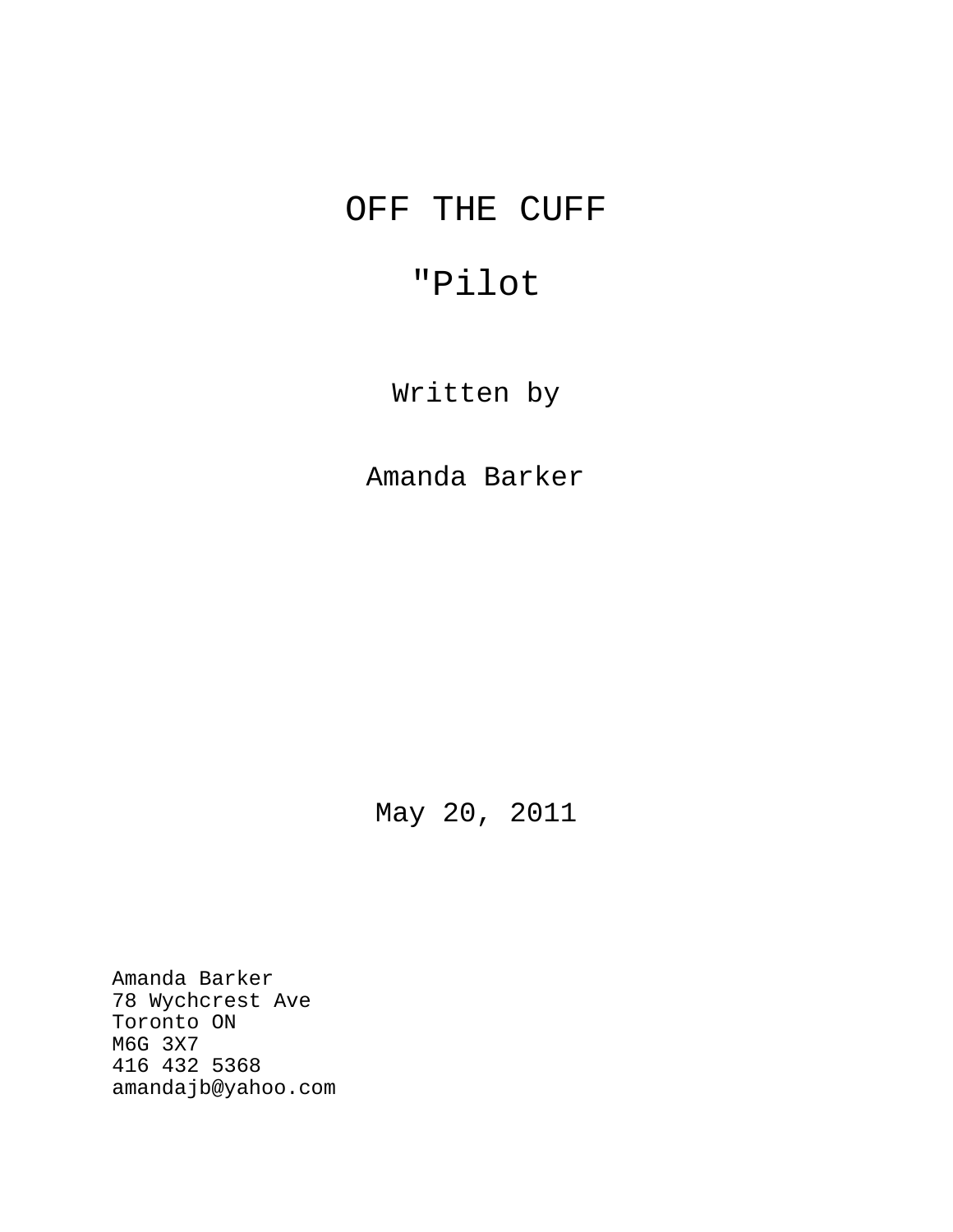# OFF THE CUFF

## "Pilot

Written by

Amanda Barker

May 20, 2011

Amanda Barker
78 Wychcrest Ave
Toronto ON
M6G 3X7
416 432 5368
amandajb@yahoo.com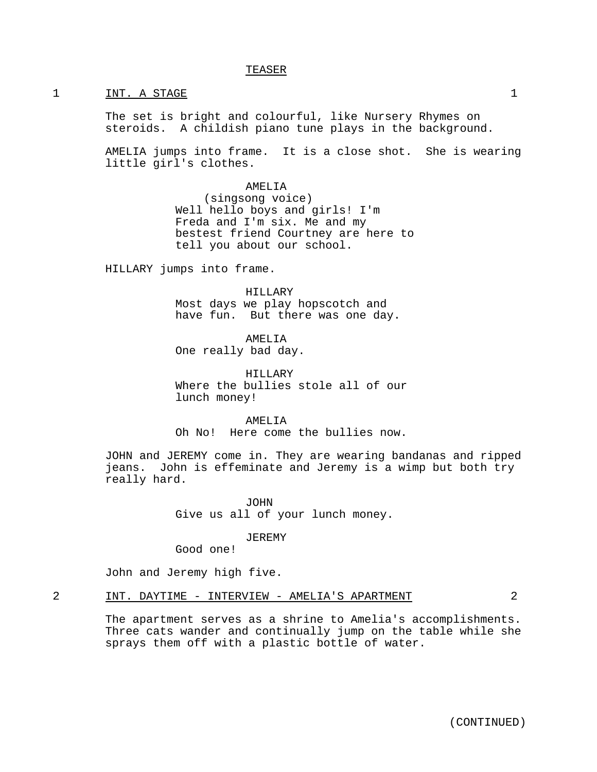TEASER

1 INT. A STAGE 1

The set is bright and colourful, like Nursery Rhymes on steroids. A childish piano tune plays in the background.

AMELIA jumps into frame. It is a close shot. She is wearing little girl's clothes.

AMELIA
(singsong voice)
Well hello boys and girls! I'm Freda and I'm six. Me and my bestest friend Courtney are here to tell you about our school.

HILLARY jumps into frame.

HILLARY
Most days we play hopscotch and have fun. But there was one day.

AMELIA
One really bad day.

HILLARY
Where the bullies stole all of our lunch money!

AMELIA
Oh No! Here come the bullies now.

JOHN and JEREMY come in. They are wearing bandanas and ripped jeans. John is effeminate and Jeremy is a wimp but both try really hard.

JOHN
Give us all of your lunch money.

JEREMY
Good one!

John and Jeremy high five.

2 INT. DAYTIME - INTERVIEW - AMELIA'S APARTMENT 2

The apartment serves as a shrine to Amelia's accomplishments. Three cats wander and continually jump on the table while she sprays them off with a plastic bottle of water.

(CONTINUED)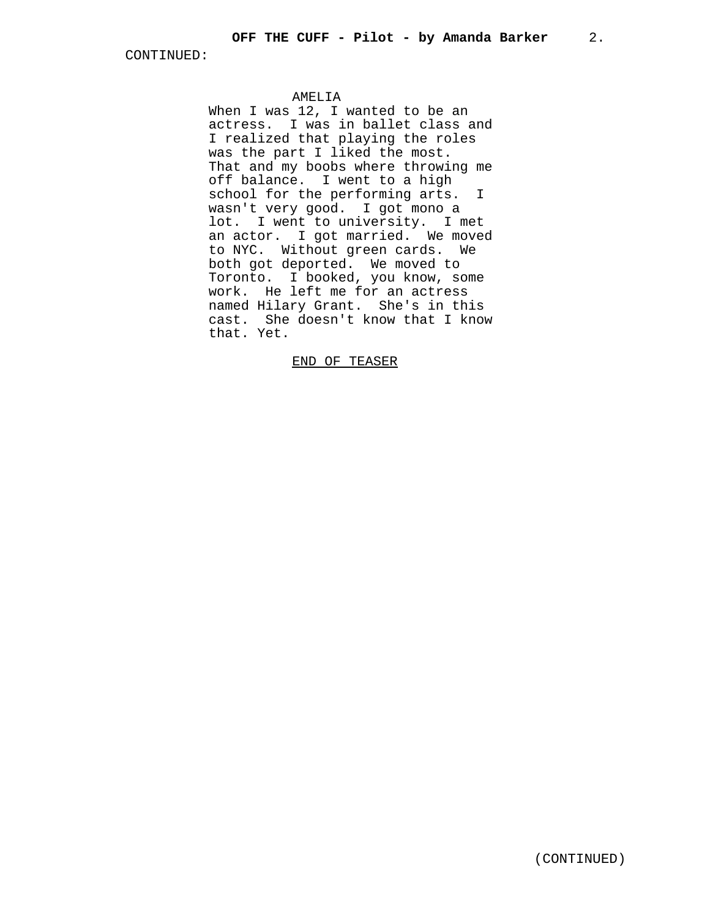CONTINUED:

AMELIA

When I was 12, I wanted to be an actress. I was in ballet class and I realized that playing the roles was the part I liked the most. That and my boobs where throwing me off balance. I went to a high school for the performing arts. I wasn't very good. I got mono a lot. I went to university. I met an actor. I got married. We moved to NYC. Without green cards. We both got deported. We moved to Toronto. I booked, you know, some work. He left me for an actress named Hilary Grant. She's in this cast. She doesn't know that I know that. Yet.

<u>END OF TEASER</u>

(CONTINUED)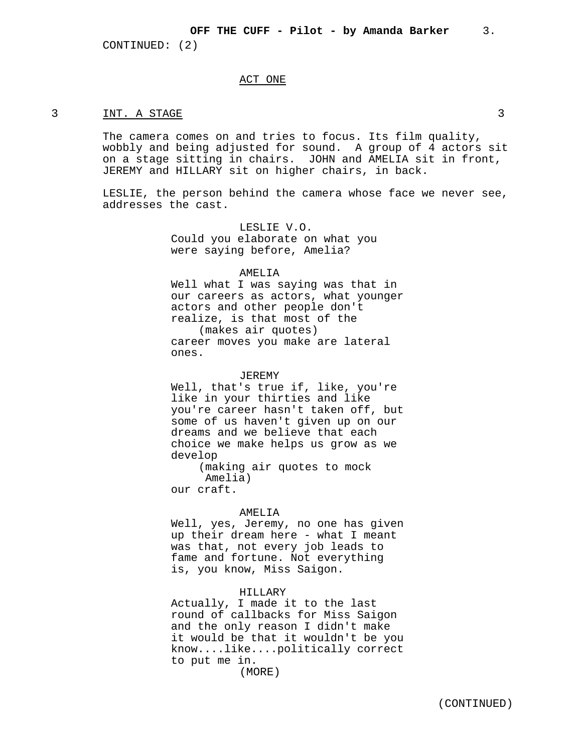CONTINUED: (2)

## ACT ONE

### 3 INT. A STAGE 3

The camera comes on and tries to focus. Its film quality, wobbly and being adjusted for sound. A group of 4 actors sit on a stage sitting in chairs. JOHN and AMELIA sit in front, JEREMY and HILLARY sit on higher chairs, in back.

LESLIE, the person behind the camera whose face we never see, addresses the cast.

LESLIE V.O.
Could you elaborate on what you were saying before, Amelia?

AMELIA
Well what I was saying was that in our careers as actors, what younger actors and other people don't realize, is that most of the
(makes air quotes)
career moves you make are lateral ones.

JEREMY
Well, that's true if, like, you're like in your thirties and like you're career hasn't taken off, but some of us haven't given up on our dreams and we believe that each choice we make helps us grow as we develop
(making air quotes to mock Amelia)
our craft.

AMELIA
Well, yes, Jeremy, no one has given up their dream here - what I meant was that, not every job leads to fame and fortune. Not everything is, you know, Miss Saigon.

HILLARY
Actually, I made it to the last round of callbacks for Miss Saigon and the only reason I didn't make it would be that it wouldn't be you know....like....politically correct to put me in.
(MORE)

(CONTINUED)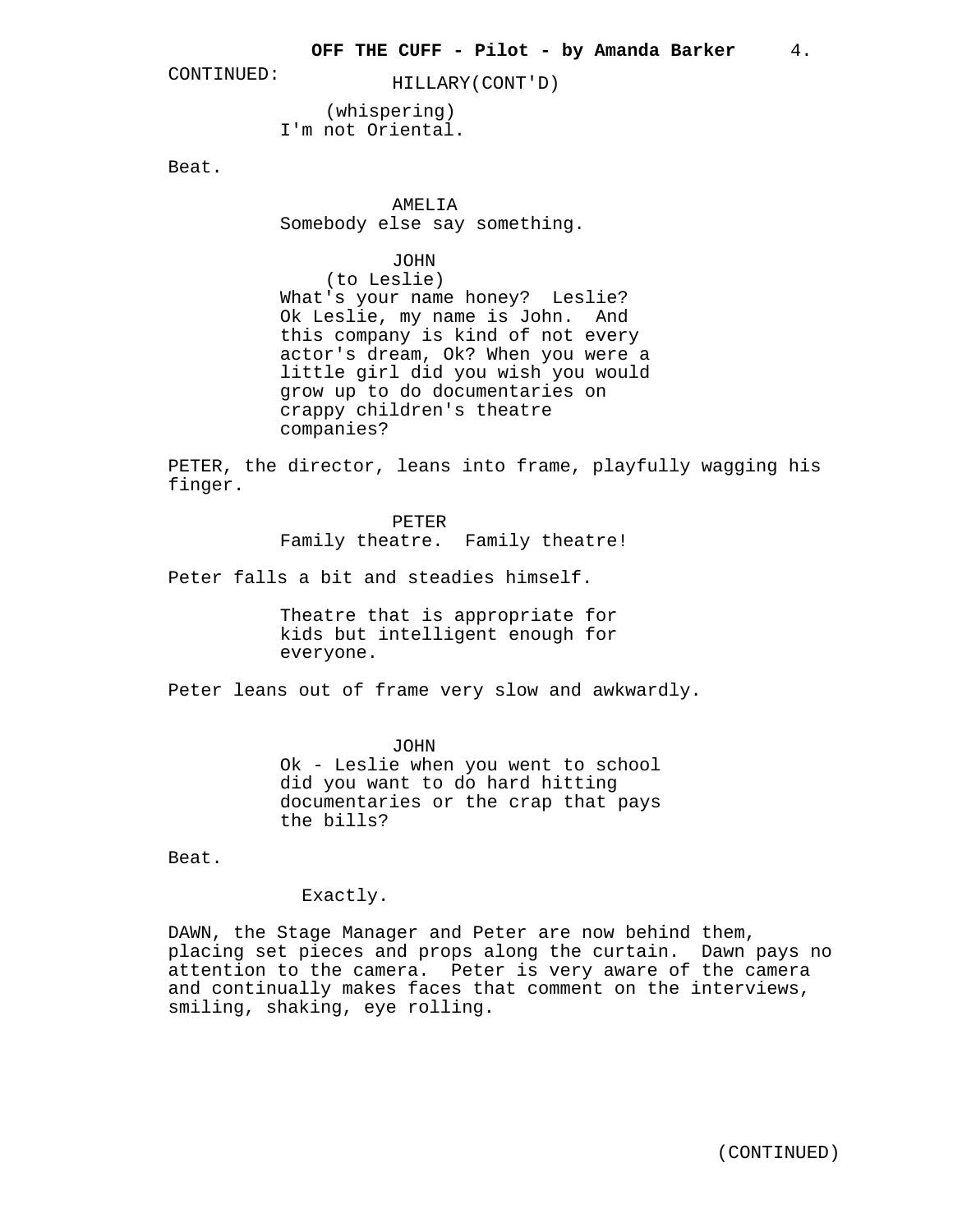CONTINUED:

HILLARY(CONT'D)

(whispering)
I'm not Oriental.

Beat.

AMELIA
Somebody else say something.

JOHN
(to Leslie)
What's your name honey? Leslie? Ok Leslie, my name is John. And this company is kind of not every actor's dream, Ok? When you were a little girl did you wish you would grow up to do documentaries on crappy children's theatre companies?

PETER, the director, leans into frame, playfully wagging his finger.

PETER
Family theatre. Family theatre!

Peter falls a bit and steadies himself.

Theatre that is appropriate for kids but intelligent enough for everyone.

Peter leans out of frame very slow and awkwardly.

JOHN
Ok - Leslie when you went to school did you want to do hard hitting documentaries or the crap that pays the bills?

Beat.

Exactly.

DAWN, the Stage Manager and Peter are now behind them, placing set pieces and props along the curtain. Dawn pays no attention to the camera. Peter is very aware of the camera and continually makes faces that comment on the interviews, smiling, shaking, eye rolling.

(CONTINUED)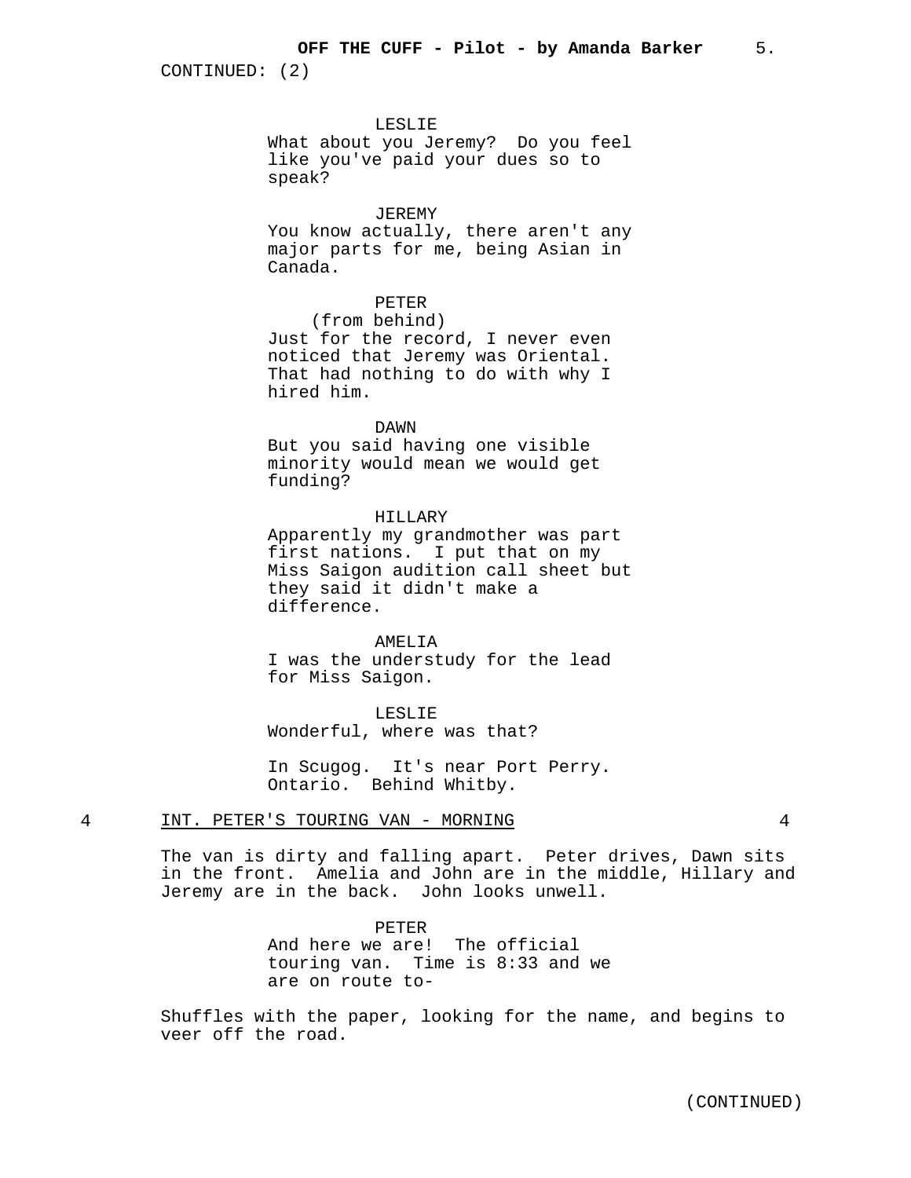CONTINUED: (2)

LESLIE
What about you Jeremy? Do you feel like you've paid your dues so to speak?

JEREMY
You know actually, there aren't any major parts for me, being Asian in Canada.

PETER
(from behind)
Just for the record, I never even noticed that Jeremy was Oriental. That had nothing to do with why I hired him.

DAWN
But you said having one visible minority would mean we would get funding?

HILLARY
Apparently my grandmother was part first nations. I put that on my Miss Saigon audition call sheet but they said it didn't make a difference.

AMELIA
I was the understudy for the lead for Miss Saigon.

LESLIE
Wonderful, where was that?

In Scugog. It's near Port Perry. Ontario. Behind Whitby.

4 INT. PETER'S TOURING VAN - MORNING 4

The van is dirty and falling apart. Peter drives, Dawn sits in the front. Amelia and John are in the middle, Hillary and Jeremy are in the back. John looks unwell.

PETER
And here we are! The official touring van. Time is 8:33 and we are on route to-

Shuffles with the paper, looking for the name, and begins to veer off the road.

(CONTINUED)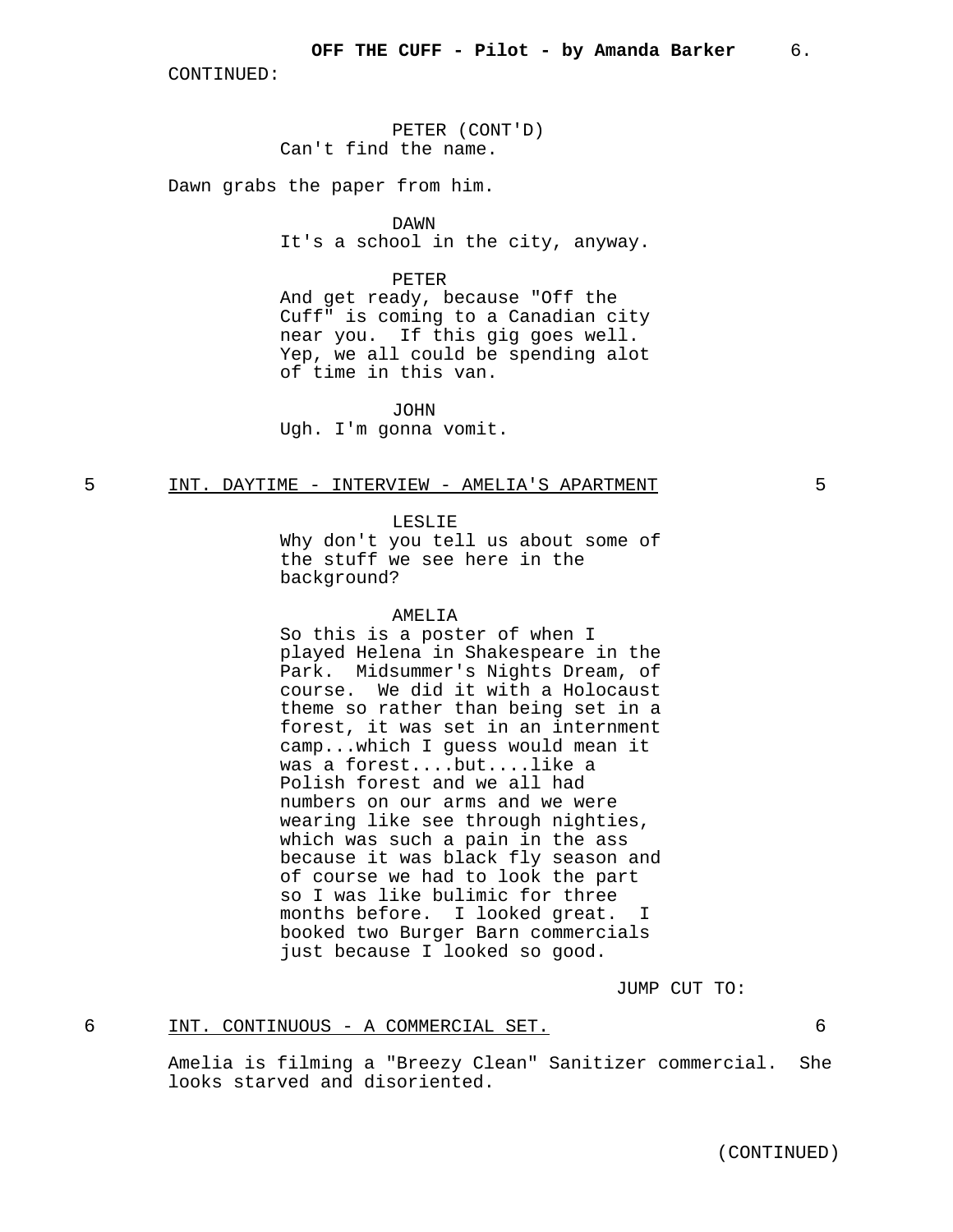CONTINUED:

PETER (CONT'D)
Can't find the name.

Dawn grabs the paper from him.

DAWN
It's a school in the city, anyway.

PETER
And get ready, because "Off the Cuff" is coming to a Canadian city near you. If this gig goes well. Yep, we all could be spending alot of time in this van.

JOHN
Ugh. I'm gonna vomit.

5 INT. DAYTIME - INTERVIEW - AMELIA'S APARTMENT 5

LESLIE
Why don't you tell us about some of the stuff we see here in the background?

AMELIA
So this is a poster of when I played Helena in Shakespeare in the Park. Midsummer's Nights Dream, of course. We did it with a Holocaust theme so rather than being set in a forest, it was set in an internment camp...which I guess would mean it was a forest....but....like a Polish forest and we all had numbers on our arms and we were wearing like see through nighties, which was such a pain in the ass because it was black fly season and of course we had to look the part so I was like bulimic for three months before. I looked great. I booked two Burger Barn commercials just because I looked so good.

JUMP CUT TO:

6 INT. CONTINUOUS - A COMMERCIAL SET. 6

Amelia is filming a "Breezy Clean" Sanitizer commercial. She looks starved and disoriented.

(CONTINUED)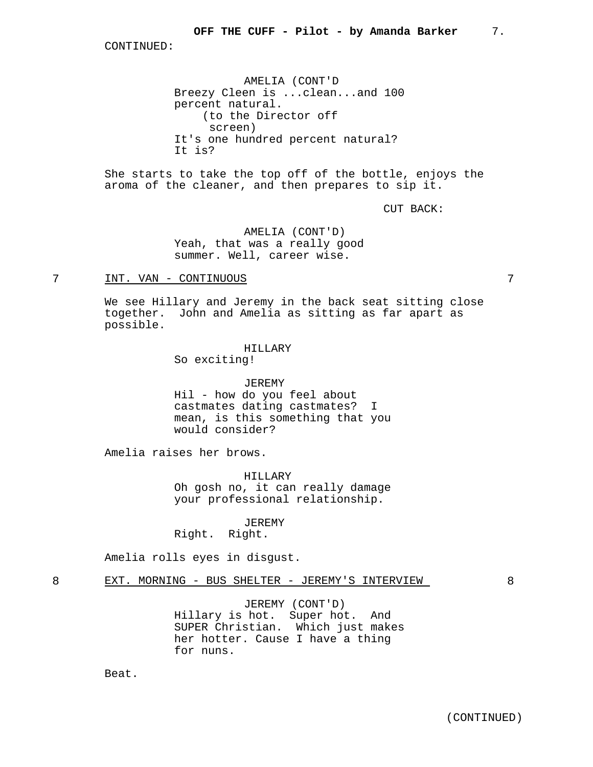CONTINUED:

AMELIA (CONT'D
Breezy Cleen is ...clean...and 100 percent natural.
(to the Director off screen)
It's one hundred percent natural? It is?

She starts to take the top off of the bottle, enjoys the aroma of the cleaner, and then prepares to sip it.

CUT BACK:

AMELIA (CONT'D)
Yeah, that was a really good summer. Well, career wise.

7 INT. VAN - CONTINUOUS 7

We see Hillary and Jeremy in the back seat sitting close together. John and Amelia as sitting as far apart as possible.

HILLARY
So exciting!

JEREMY
Hil - how do you feel about castmates dating castmates? I mean, is this something that you would consider?

Amelia raises her brows.

HILLARY
Oh gosh no, it can really damage your professional relationship.

JEREMY
Right. Right.

Amelia rolls eyes in disgust.

8 EXT. MORNING - BUS SHELTER - JEREMY'S INTERVIEW 8

JEREMY (CONT'D)
Hillary is hot. Super hot. And SUPER Christian. Which just makes her hotter. Cause I have a thing for nuns.

Beat.

(CONTINUED)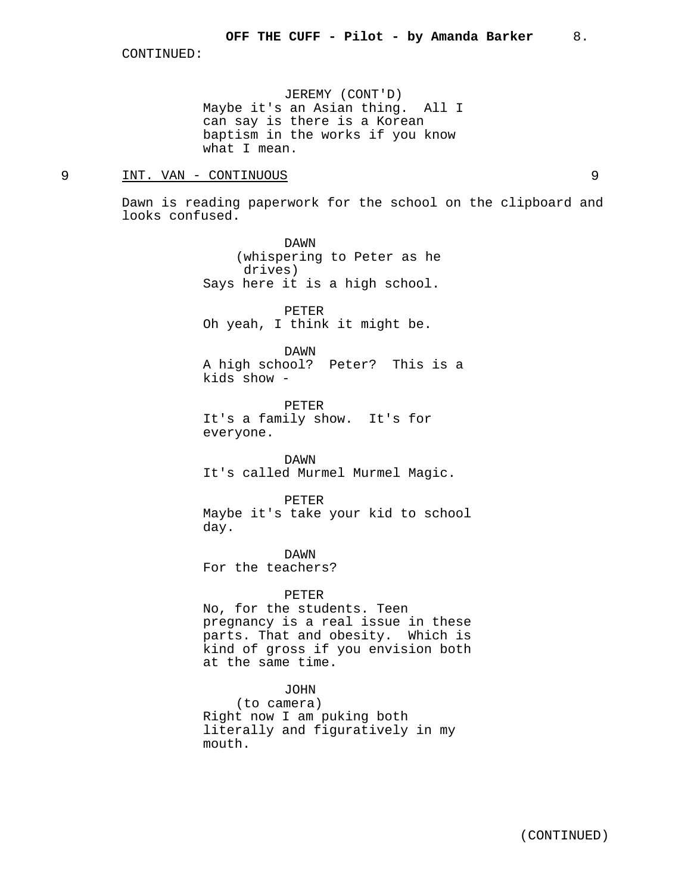CONTINUED:

JEREMY (CONT'D)
Maybe it's an Asian thing. All I can say is there is a Korean baptism in the works if you know what I mean.

9 INT. VAN - CONTINUOUS 9

Dawn is reading paperwork for the school on the clipboard and looks confused.

DAWN
(whispering to Peter as he drives)
Says here it is a high school.

PETER
Oh yeah, I think it might be.

DAWN
A high school? Peter? This is a kids show -

PETER
It's a family show. It's for everyone.

DAWN
It's called Murmel Murmel Magic.

PETER
Maybe it's take your kid to school day.

DAWN
For the teachers?

PETER
No, for the students. Teen pregnancy is a real issue in these parts. That and obesity. Which is kind of gross if you envision both at the same time.

JOHN
(to camera)
Right now I am puking both literally and figuratively in my mouth.

(CONTINUED)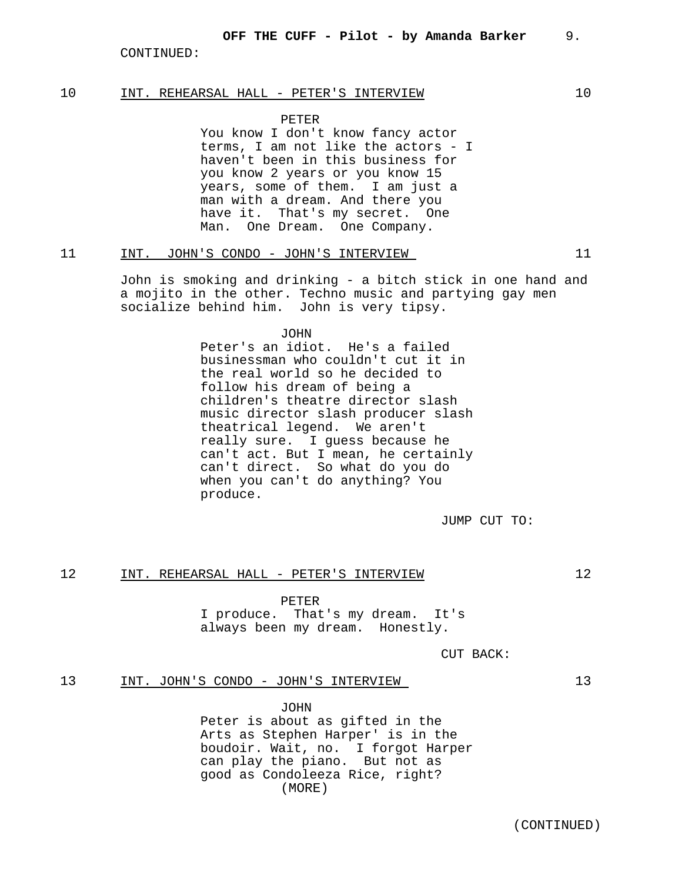CONTINUED:

10 INT. REHEARSAL HALL - PETER'S INTERVIEW 10

PETER

You know I don't know fancy actor terms, I am not like the actors - I haven't been in this business for you know 2 years or you know 15 years, some of them. I am just a man with a dream. And there you have it. That's my secret. One Man. One Dream. One Company.

11 INT. JOHN'S CONDO - JOHN'S INTERVIEW 11

John is smoking and drinking - a bitch stick in one hand and a mojito in the other. Techno music and partying gay men socialize behind him. John is very tipsy.

JOHN

Peter's an idiot. He's a failed businessman who couldn't cut it in the real world so he decided to follow his dream of being a children's theatre director slash music director slash producer slash theatrical legend. We aren't really sure. I guess because he can't act. But I mean, he certainly can't direct. So what do you do when you can't do anything? You produce.

JUMP CUT TO:

12 INT. REHEARSAL HALL - PETER'S INTERVIEW 12

PETER

I produce. That's my dream. It's always been my dream. Honestly.

CUT BACK:

13 INT. JOHN'S CONDO - JOHN'S INTERVIEW 13

JOHN

Peter is about as gifted in the Arts as Stephen Harper' is in the boudoir. Wait, no. I forgot Harper can play the piano. But not as good as Condoleeza Rice, right?

(MORE)

(CONTINUED)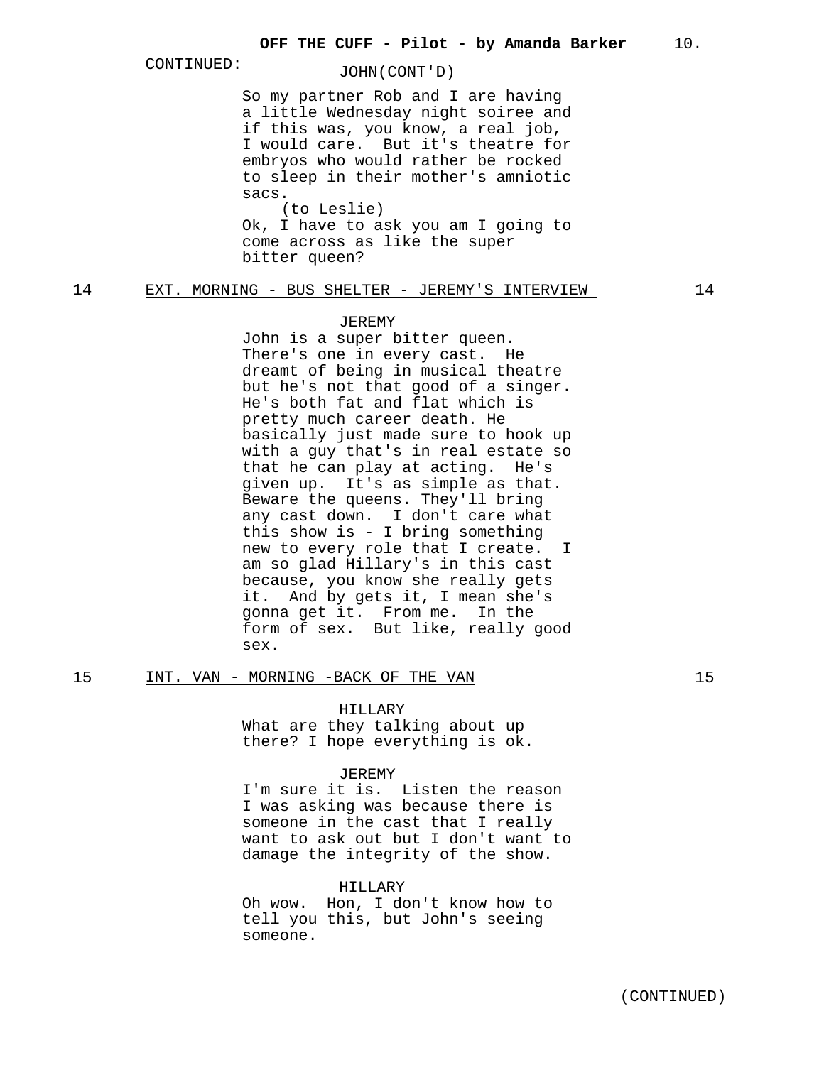CONTINUED:

JOHN(CONT'D)

So my partner Rob and I are having a little Wednesday night soiree and if this was, you know, a real job, I would care. But it's theatre for embryos who would rather be rocked to sleep in their mother's amniotic sacs.

(to Leslie)

Ok, I have to ask you am I going to come across as like the super bitter queen?

14 EXT. MORNING - BUS SHELTER - JEREMY'S INTERVIEW 14

JEREMY

John is a super bitter queen. There's one in every cast. He dreamt of being in musical theatre but he's not that good of a singer. He's both fat and flat which is pretty much career death. He basically just made sure to hook up with a guy that's in real estate so that he can play at acting. He's given up. It's as simple as that. Beware the queens. They'll bring any cast down. I don't care what this show is - I bring something new to every role that I create. I am so glad Hillary's in this cast because, you know she really gets it. And by gets it, I mean she's gonna get it. From me. In the form of sex. But like, really good sex.

15 INT. VAN - MORNING -BACK OF THE VAN 15

HILLARY

What are they talking about up there? I hope everything is ok.

JEREMY

I'm sure it is. Listen the reason I was asking was because there is someone in the cast that I really want to ask out but I don't want to damage the integrity of the show.

HILLARY

Oh wow. Hon, I don't know how to tell you this, but John's seeing someone.

(CONTINUED)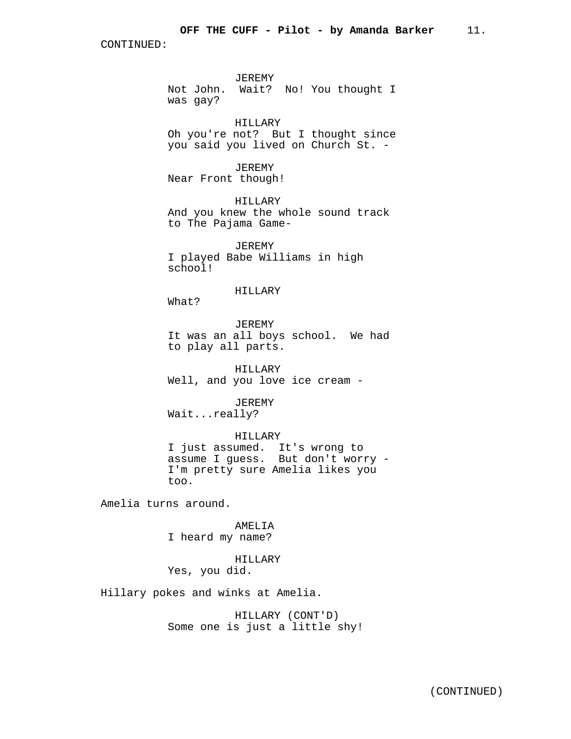CONTINUED:

JEREMY
Not John. Wait? No! You thought I was gay?

HILLARY
Oh you're not? But I thought since you said you lived on Church St. -

JEREMY
Near Front though!

HILLARY
And you knew the whole sound track to The Pajama Game-

JEREMY
I played Babe Williams in high school!

HILLARY
What?

JEREMY
It was an all boys school. We had to play all parts.

HILLARY
Well, and you love ice cream -

JEREMY
Wait...really?

HILLARY
I just assumed. It's wrong to assume I guess. But don't worry - I'm pretty sure Amelia likes you too.

Amelia turns around.

AMELIA
I heard my name?

HILLARY
Yes, you did.

Hillary pokes and winks at Amelia.

HILLARY (CONT'D)
Some one is just a little shy!

(CONTINUED)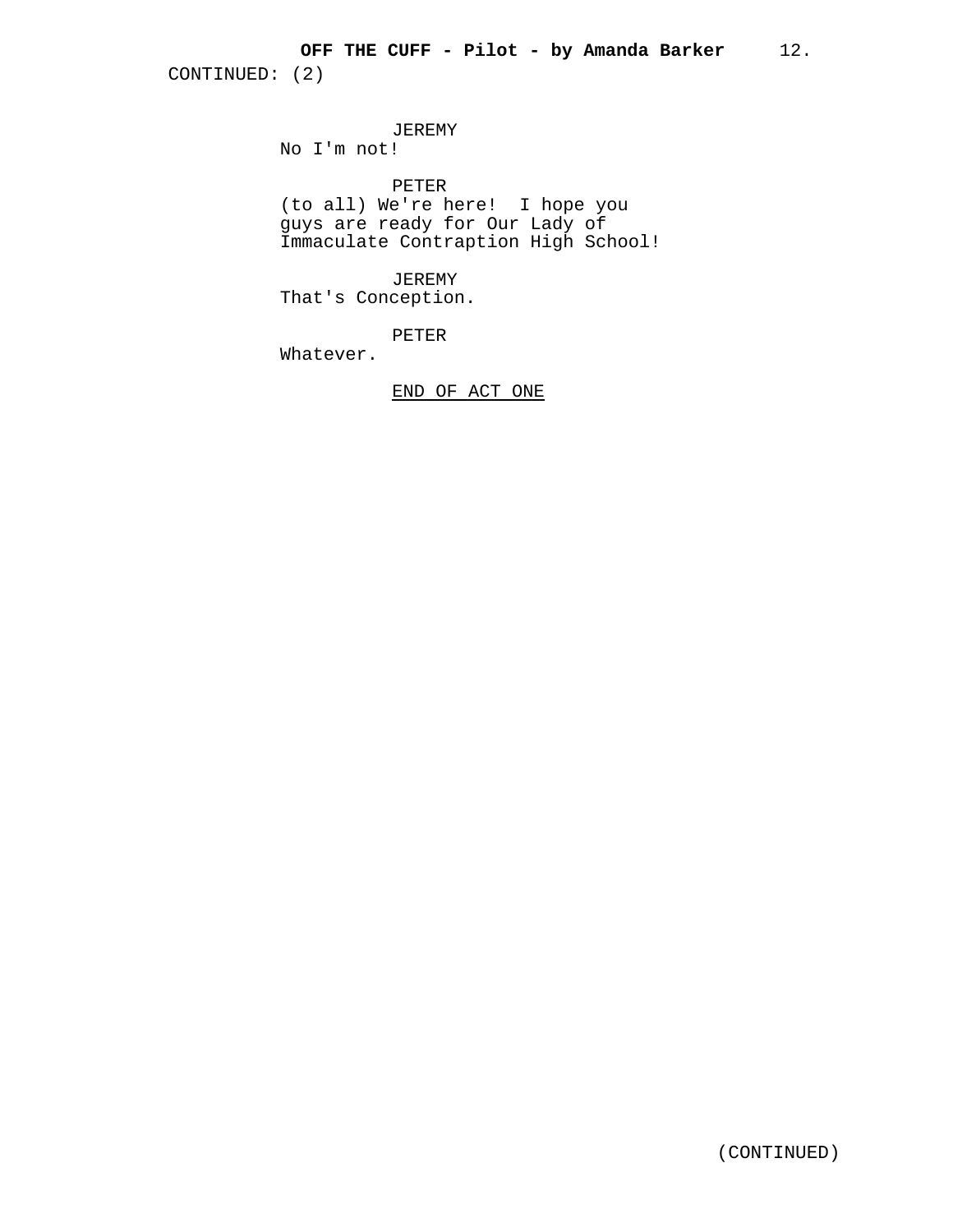CONTINUED: (2)

JEREMY
No I'm not!

PETER
(to all) We're here!  I hope you guys are ready for Our Lady of Immaculate Contraption High School!

JEREMY
That's Conception.

PETER
Whatever.

END OF ACT ONE

(CONTINUED)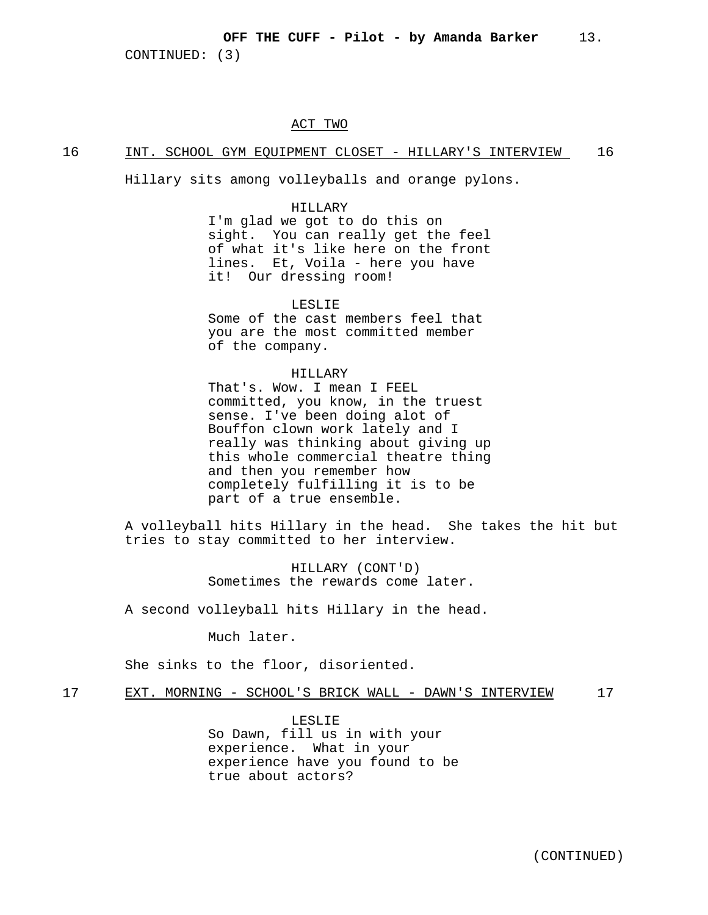CONTINUED: (3)

## ACT TWO

16 INT. SCHOOL GYM EQUIPMENT CLOSET - HILLARY'S INTERVIEW 16

Hillary sits among volleyballs and orange pylons.

HILLARY
I'm glad we got to do this on sight. You can really get the feel of what it's like here on the front lines. Et, Voila - here you have it! Our dressing room!

LESLIE
Some of the cast members feel that you are the most committed member of the company.

HILLARY
That's. Wow. I mean I FEEL committed, you know, in the truest sense. I've been doing alot of Bouffon clown work lately and I really was thinking about giving up this whole commercial theatre thing and then you remember how completely fulfilling it is to be part of a true ensemble.

A volleyball hits Hillary in the head. She takes the hit but tries to stay committed to her interview.

HILLARY (CONT'D)
Sometimes the rewards come later.

A second volleyball hits Hillary in the head.

Much later.

She sinks to the floor, disoriented.

17 EXT. MORNING - SCHOOL'S BRICK WALL - DAWN'S INTERVIEW 17

LESLIE
So Dawn, fill us in with your experience. What in your experience have you found to be true about actors?

(CONTINUED)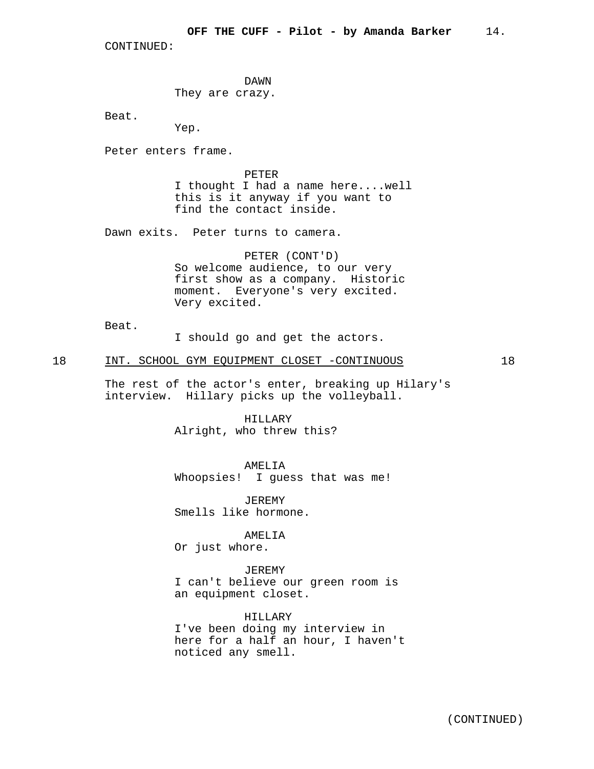CONTINUED:

DAWN
They are crazy.

Beat.

Yep.

Peter enters frame.

PETER
I thought I had a name here....well this is it anyway if you want to find the contact inside.

Dawn exits. Peter turns to camera.

PETER (CONT'D)
So welcome audience, to our very first show as a company. Historic moment. Everyone's very excited. Very excited.

Beat.

I should go and get the actors.

18 INT. SCHOOL GYM EQUIPMENT CLOSET -CONTINUOUS 18

The rest of the actor's enter, breaking up Hilary's interview. Hillary picks up the volleyball.

HILLARY
Alright, who threw this?

AMELIA
Whoopsies! I guess that was me!

JEREMY
Smells like hormone.

AMELIA
Or just whore.

JEREMY
I can't believe our green room is an equipment closet.

HILLARY
I've been doing my interview in here for a half an hour, I haven't noticed any smell.

(CONTINUED)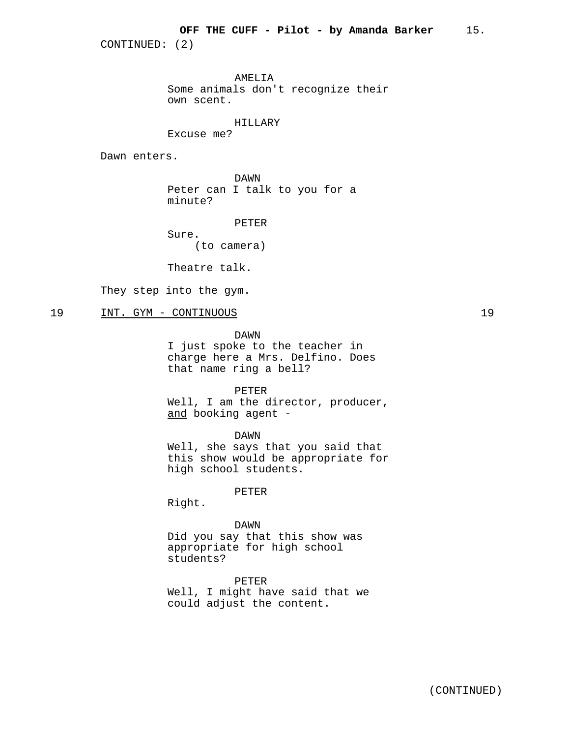CONTINUED: (2)

AMELIA
Some animals don't recognize their own scent.

HILLARY
Excuse me?

Dawn enters.

DAWN
Peter can I talk to you for a minute?

PETER
Sure.
(to camera)

Theatre talk.

They step into the gym.

19 INT. GYM - CONTINUOUS 19

DAWN
I just spoke to the teacher in charge here a Mrs. Delfino. Does that name ring a bell?

PETER
Well, I am the director, producer, and booking agent -

DAWN
Well, she says that you said that this show would be appropriate for high school students.

PETER
Right.

DAWN
Did you say that this show was appropriate for high school students?

PETER
Well, I might have said that we could adjust the content.

(CONTINUED)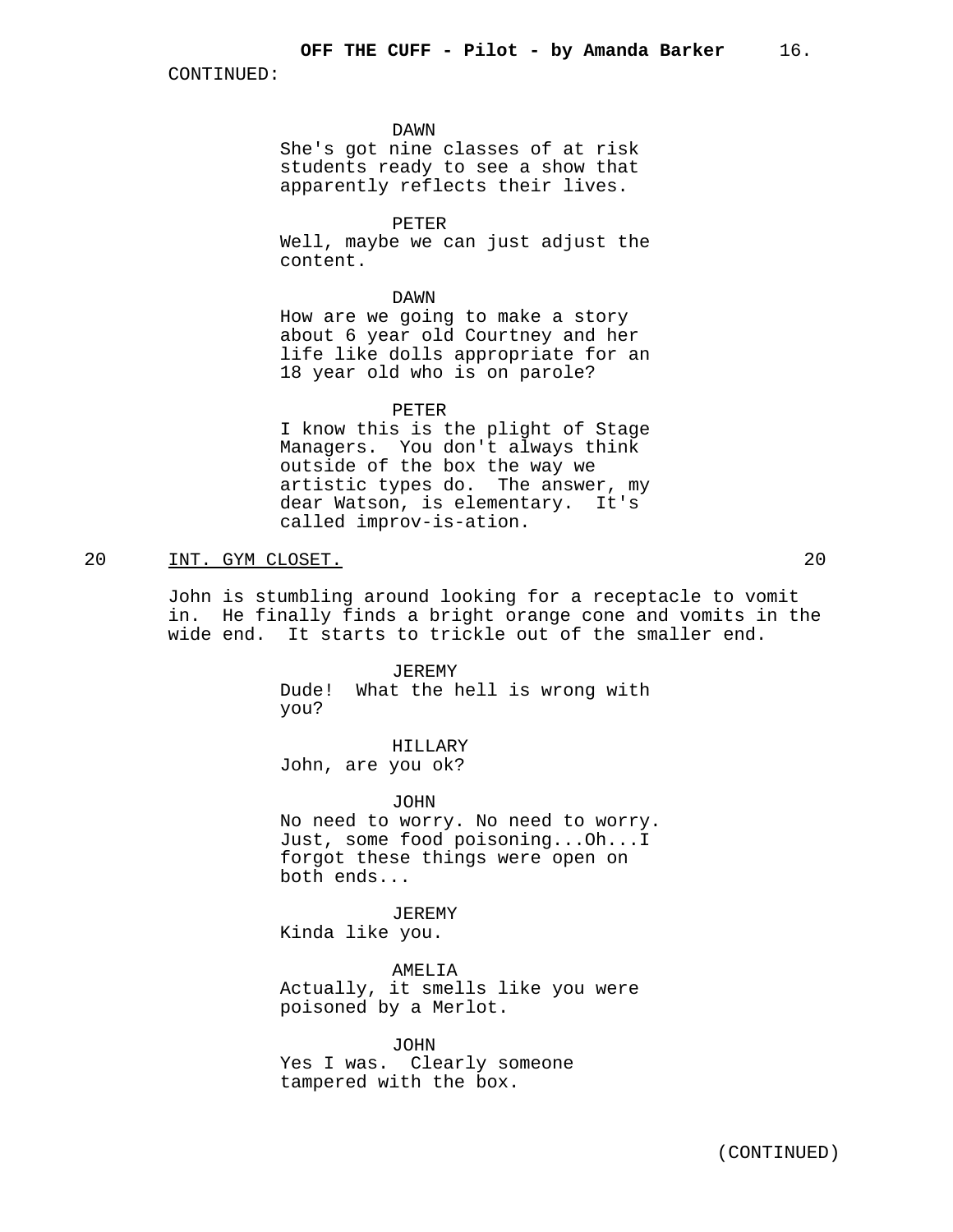CONTINUED:

DAWN
She's got nine classes of at risk students ready to see a show that apparently reflects their lives.

PETER
Well, maybe we can just adjust the content.

DAWN
How are we going to make a story about 6 year old Courtney and her life like dolls appropriate for an 18 year old who is on parole?

PETER
I know this is the plight of Stage Managers. You don't always think outside of the box the way we artistic types do. The answer, my dear Watson, is elementary. It's called improv-is-ation.

20 INT. GYM CLOSET. 20

John is stumbling around looking for a receptacle to vomit in. He finally finds a bright orange cone and vomits in the wide end. It starts to trickle out of the smaller end.

JEREMY
Dude! What the hell is wrong with you?

HILLARY
John, are you ok?

JOHN
No need to worry. No need to worry. Just, some food poisoning...Oh...I forgot these things were open on both ends...

JEREMY
Kinda like you.

AMELIA
Actually, it smells like you were poisoned by a Merlot.

JOHN
Yes I was. Clearly someone tampered with the box.

(CONTINUED)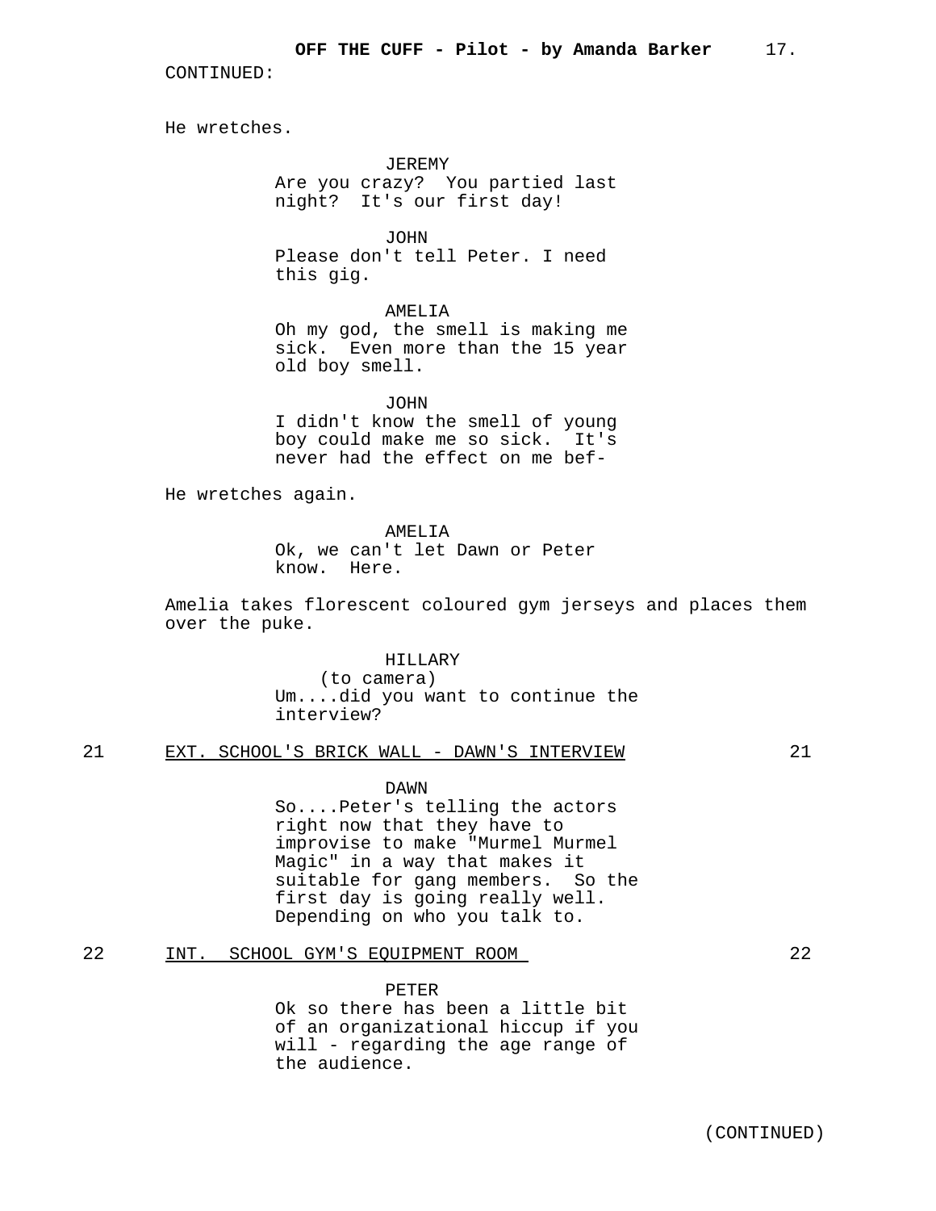CONTINUED:

He wretches.

JEREMY
Are you crazy? You partied last night? It's our first day!

JOHN
Please don't tell Peter. I need this gig.

AMELIA
Oh my god, the smell is making me sick. Even more than the 15 year old boy smell.

JOHN
I didn't know the smell of young boy could make me so sick. It's never had the effect on me bef-

He wretches again.

AMELIA
Ok, we can't let Dawn or Peter know. Here.

Amelia takes florescent coloured gym jerseys and places them over the puke.

HILLARY
(to camera)
Um....did you want to continue the interview?

21 EXT. SCHOOL'S BRICK WALL - DAWN'S INTERVIEW 21

DAWN
So....Peter's telling the actors right now that they have to improvise to make "Murmel Murmel Magic" in a way that makes it suitable for gang members. So the first day is going really well. Depending on who you talk to.

22 INT. SCHOOL GYM'S EQUIPMENT ROOM 22

PETER
Ok so there has been a little bit of an organizational hiccup if you will - regarding the age range of the audience.

(CONTINUED)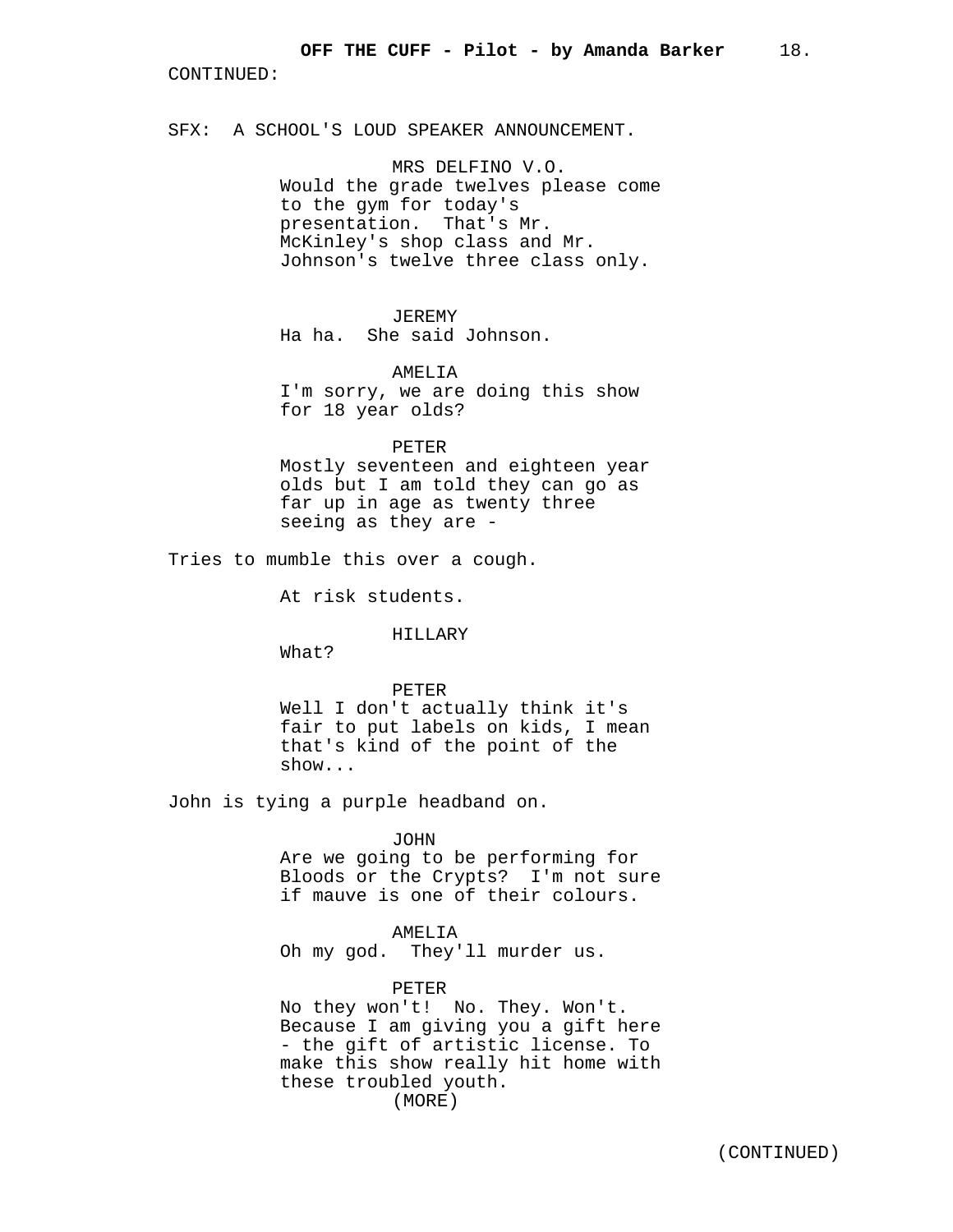CONTINUED:

SFX: A SCHOOL'S LOUD SPEAKER ANNOUNCEMENT.

MRS DELFINO V.O.
Would the grade twelves please come to the gym for today's presentation. That's Mr. McKinley's shop class and Mr. Johnson's twelve three class only.

JEREMY
Ha ha. She said Johnson.

AMELIA
I'm sorry, we are doing this show for 18 year olds?

PETER
Mostly seventeen and eighteen year olds but I am told they can go as far up in age as twenty three seeing as they are -

Tries to mumble this over a cough.

At risk students.

HILLARY
What?

PETER
Well I don't actually think it's fair to put labels on kids, I mean that's kind of the point of the show...

John is tying a purple headband on.

JOHN
Are we going to be performing for Bloods or the Crypts? I'm not sure if mauve is one of their colours.

AMELIA
Oh my god. They'll murder us.

PETER
No they won't! No. They. Won't. Because I am giving you a gift here - the gift of artistic license. To make this show really hit home with these troubled youth.
(MORE)

(CONTINUED)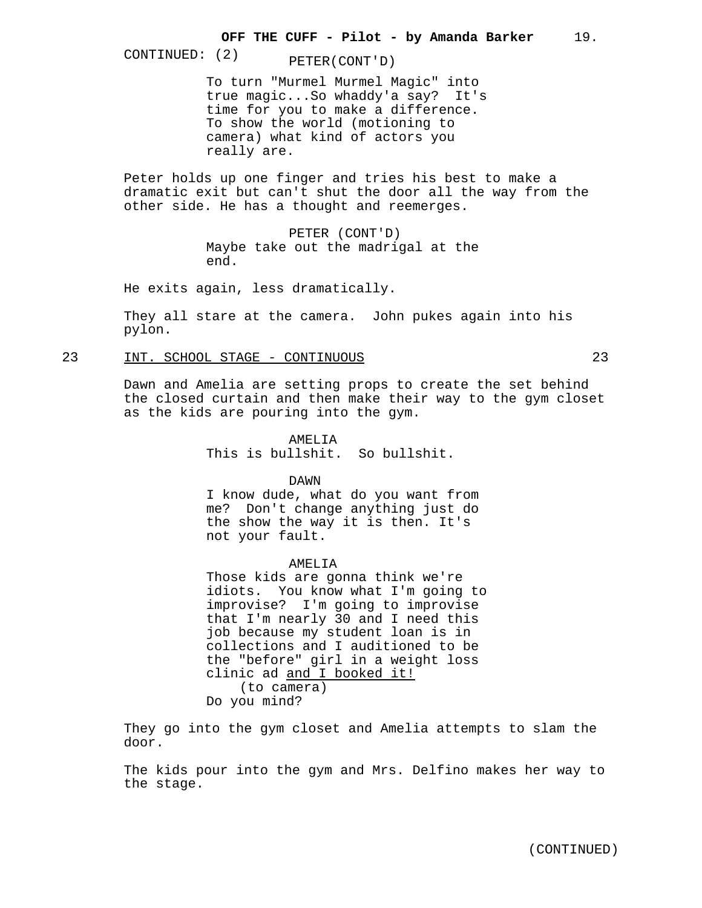CONTINUED: (2)

PETER(CONT'D)

To turn "Murmel Murmel Magic" into true magic...So whaddy'a say? It's time for you to make a difference. To show the world (motioning to camera) what kind of actors you really are.

Peter holds up one finger and tries his best to make a dramatic exit but can't shut the door all the way from the other side. He has a thought and reemerges.

PETER (CONT'D)

Maybe take out the madrigal at the end.

He exits again, less dramatically.

They all stare at the camera. John pukes again into his pylon.

23 INT. SCHOOL STAGE - CONTINUOUS 23

Dawn and Amelia are setting props to create the set behind the closed curtain and then make their way to the gym closet as the kids are pouring into the gym.

AMELIA

This is bullshit. So bullshit.

DAWN

I know dude, what do you want from me? Don't change anything just do the show the way it is then. It's not your fault.

AMELIA

Those kids are gonna think we're idiots. You know what I'm going to improvise? I'm going to improvise that I'm nearly 30 and I need this job because my student loan is in collections and I auditioned to be the "before" girl in a weight loss clinic ad <u>and I booked it!</u>

(to camera)

Do you mind?

They go into the gym closet and Amelia attempts to slam the door.

The kids pour into the gym and Mrs. Delfino makes her way to the stage.

(CONTINUED)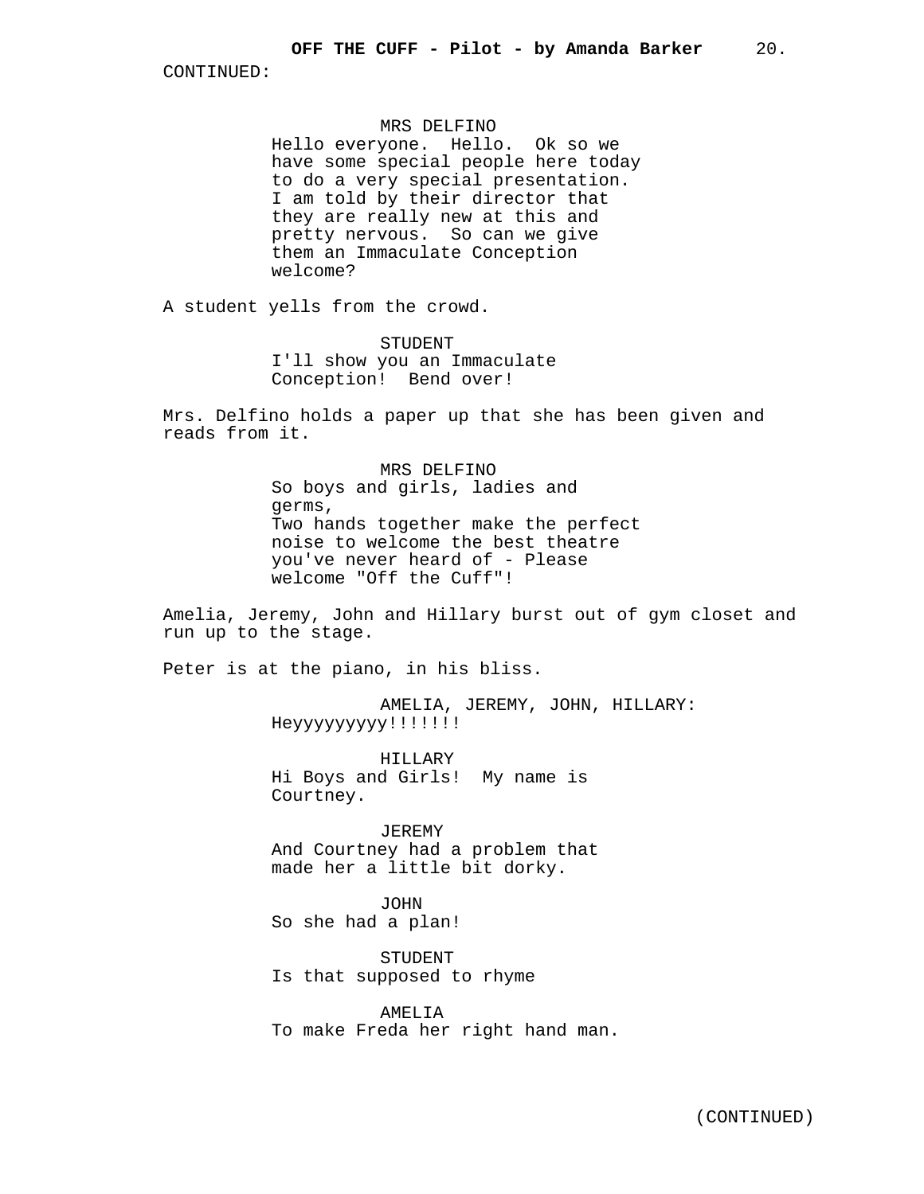CONTINUED:

MRS DELFINO
Hello everyone. Hello. Ok so we have some special people here today to do a very special presentation. I am told by their director that they are really new at this and pretty nervous. So can we give them an Immaculate Conception welcome?

A student yells from the crowd.

STUDENT
I'll show you an Immaculate Conception! Bend over!

Mrs. Delfino holds a paper up that she has been given and reads from it.

MRS DELFINO
So boys and girls, ladies and germs,
Two hands together make the perfect noise to welcome the best theatre you've never heard of - Please welcome "Off the Cuff"!

Amelia, Jeremy, John and Hillary burst out of gym closet and run up to the stage.

Peter is at the piano, in his bliss.

AMELIA, JEREMY, JOHN, HILLARY:
Heyyyyyyyyy!!!!!!!

HILLARY
Hi Boys and Girls! My name is Courtney.

JEREMY
And Courtney had a problem that made her a little bit dorky.

JOHN
So she had a plan!

STUDENT
Is that supposed to rhyme

AMELIA
To make Freda her right hand man.

(CONTINUED)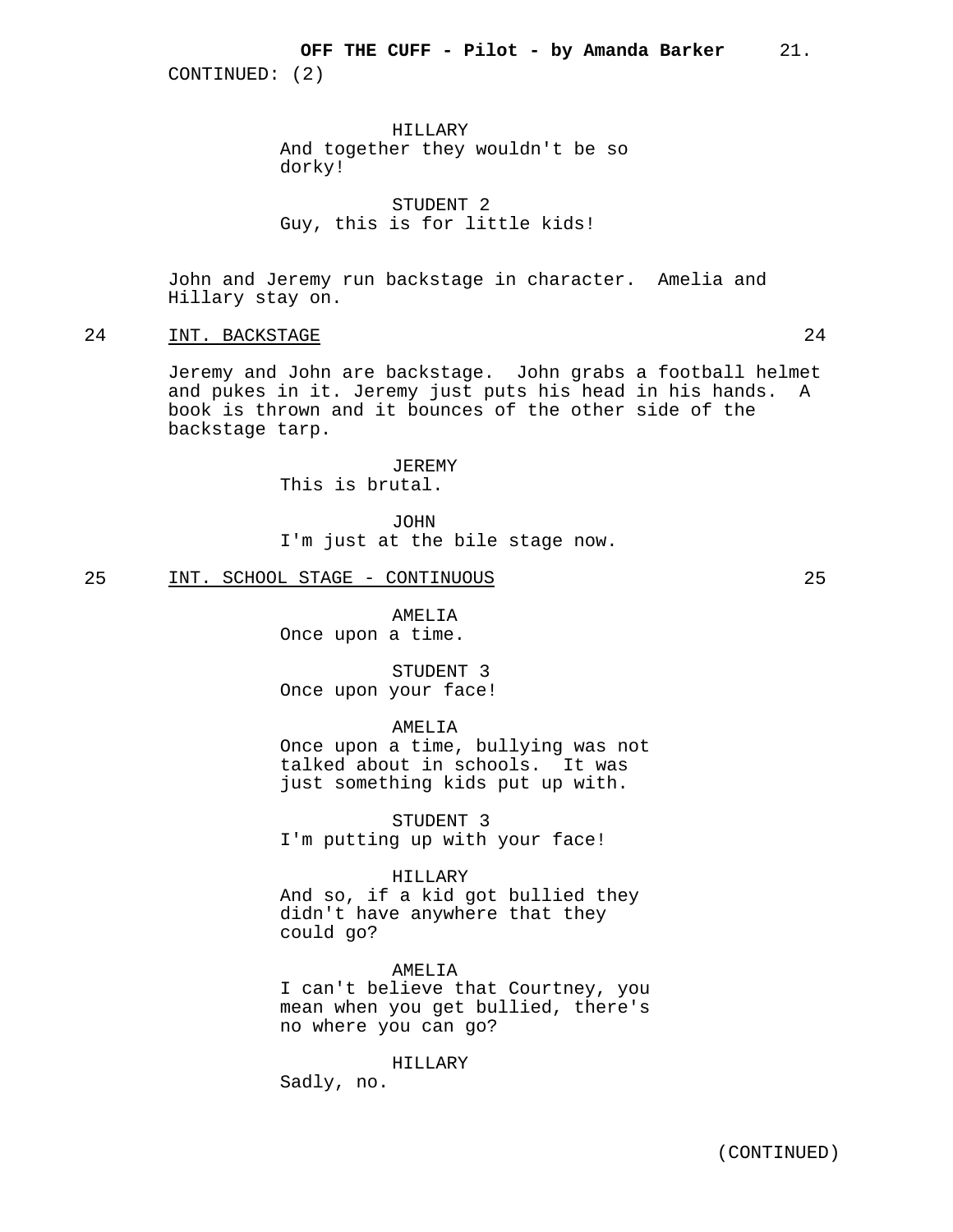CONTINUED: (2)

HILLARY
And together they wouldn't be so dorky!

STUDENT 2
Guy, this is for little kids!

John and Jeremy run backstage in character. Amelia and Hillary stay on.

24 INT. BACKSTAGE 24

Jeremy and John are backstage. John grabs a football helmet and pukes in it. Jeremy just puts his head in his hands. A book is thrown and it bounces of the other side of the backstage tarp.

JEREMY
This is brutal.

JOHN
I'm just at the bile stage now.

25 INT. SCHOOL STAGE - CONTINUOUS 25

AMELIA
Once upon a time.

STUDENT 3
Once upon your face!

AMELIA
Once upon a time, bullying was not talked about in schools. It was just something kids put up with.

STUDENT 3
I'm putting up with your face!

HILLARY
And so, if a kid got bullied they didn't have anywhere that they could go?

AMELIA
I can't believe that Courtney, you mean when you get bullied, there's no where you can go?

HILLARY
Sadly, no.

(CONTINUED)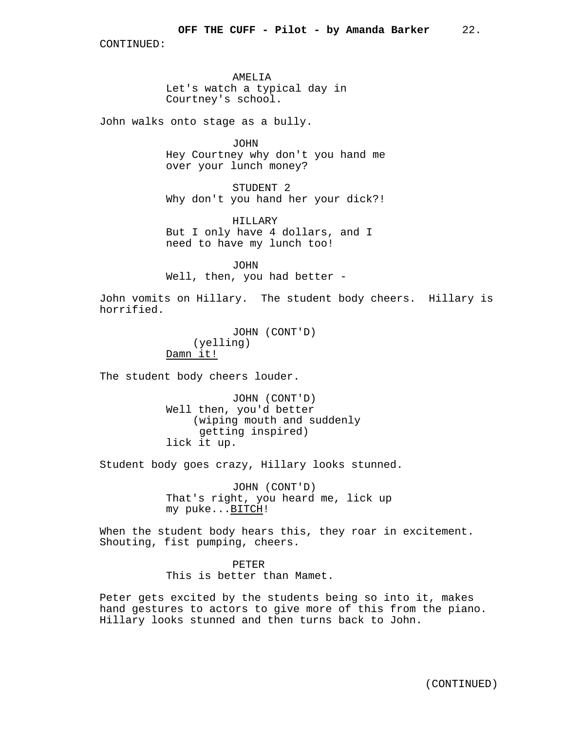CONTINUED:

AMELIA
Let's watch a typical day in Courtney's school.

John walks onto stage as a bully.

JOHN
Hey Courtney why don't you hand me over your lunch money?

STUDENT 2
Why don't you hand her your dick?!

HILLARY
But I only have 4 dollars, and I need to have my lunch too!

JOHN
Well, then, you had better -

John vomits on Hillary. The student body cheers. Hillary is horrified.

JOHN (CONT'D)
(yelling)
Damn it!

The student body cheers louder.

JOHN (CONT'D)
Well then, you'd better
(wiping mouth and suddenly getting inspired)
lick it up.

Student body goes crazy, Hillary looks stunned.

JOHN (CONT'D)
That's right, you heard me, lick up my puke...BITCH!

When the student body hears this, they roar in excitement. Shouting, fist pumping, cheers.

PETER
This is better than Mamet.

Peter gets excited by the students being so into it, makes hand gestures to actors to give more of this from the piano. Hillary looks stunned and then turns back to John.

(CONTINUED)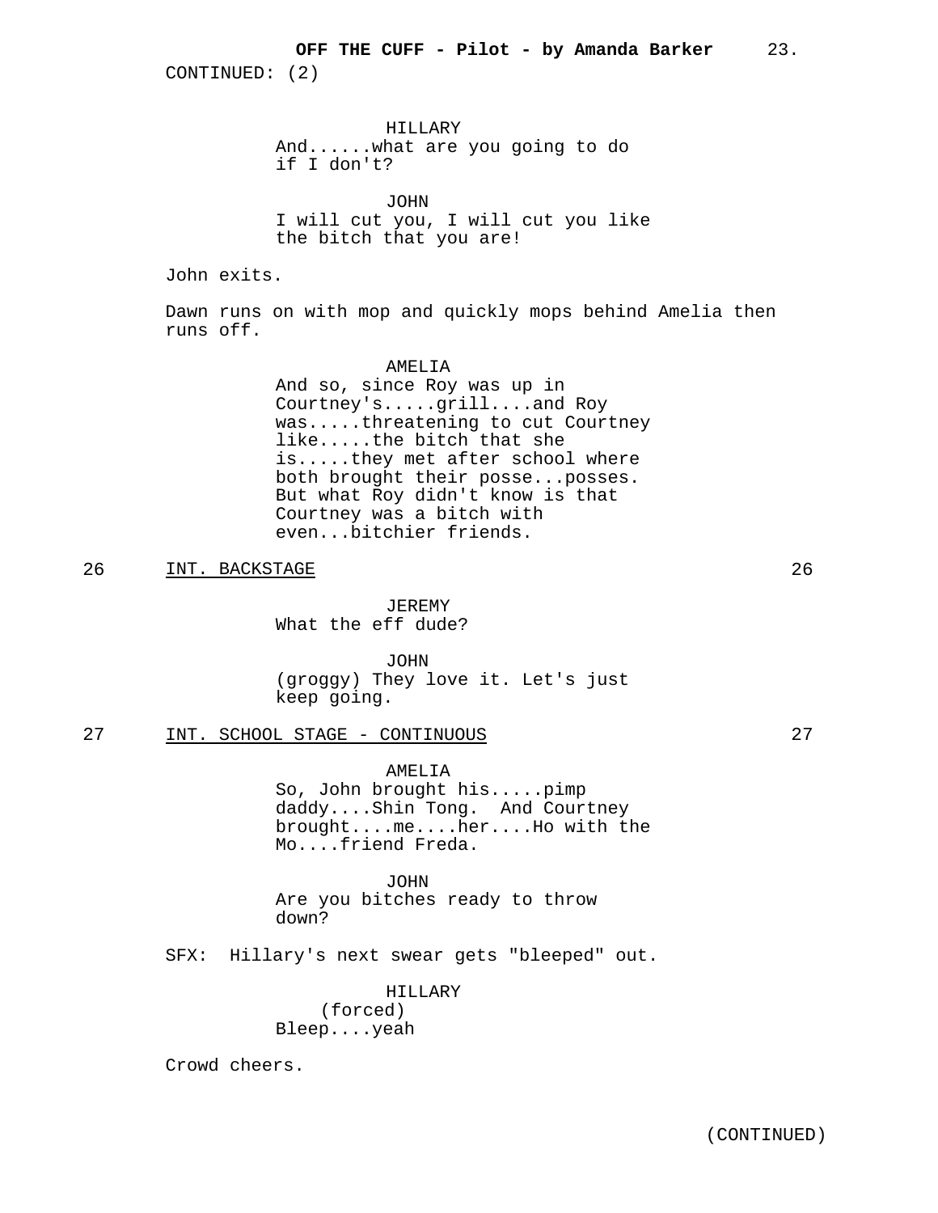CONTINUED: (2)

HILLARY
And......what are you going to do if I don't?

JOHN
I will cut you, I will cut you like the bitch that you are!

John exits.

Dawn runs on with mop and quickly mops behind Amelia then runs off.

AMELIA
And so, since Roy was up in Courtney's.....grill....and Roy was.....threatening to cut Courtney like.....the bitch that she is.....they met after school where both brought their posse...posses. But what Roy didn't know is that Courtney was a bitch with even...bitchier friends.

26 INT. BACKSTAGE 26

JEREMY
What the eff dude?

JOHN
(groggy) They love it. Let's just keep going.

27 INT. SCHOOL STAGE - CONTINUOUS 27

AMELIA
So, John brought his.....pimp daddy....Shin Tong. And Courtney brought....me....her....Ho with the Mo....friend Freda.

JOHN
Are you bitches ready to throw down?

SFX: Hillary's next swear gets "bleeped" out.

HILLARY
(forced)
Bleep....yeah

Crowd cheers.

(CONTINUED)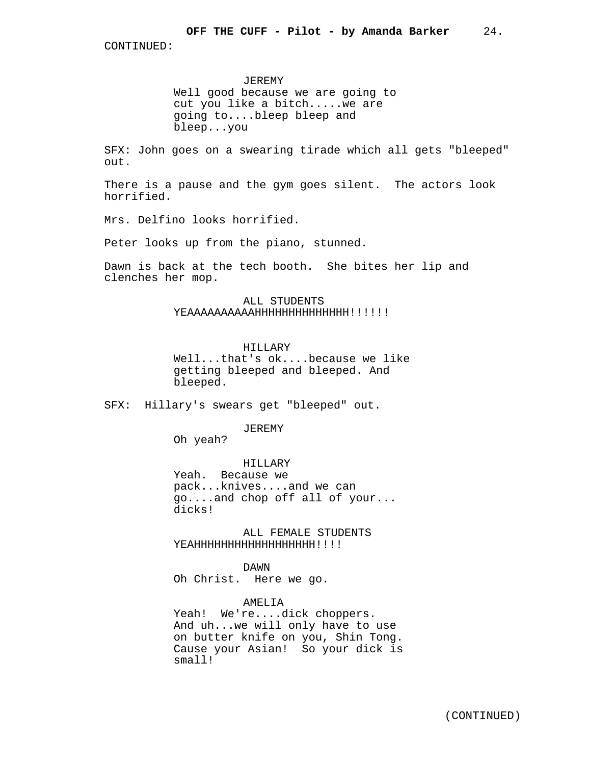CONTINUED:

JEREMY
Well good because we are going to cut you like a bitch.....we are going to....bleep bleep and bleep...you

SFX: John goes on a swearing tirade which all gets "bleeped" out.

There is a pause and the gym goes silent. The actors look horrified.

Mrs. Delfino looks horrified.

Peter looks up from the piano, stunned.

Dawn is back at the tech booth. She bites her lip and clenches her mop.

ALL STUDENTS
YEAAAAAAAAAAHHHHHHHHHHHHHH!!!!!!

HILLARY
Well...that's ok....because we like getting bleeped and bleeped. And bleeped.

SFX: Hillary's swears get "bleeped" out.

JEREMY
Oh yeah?

HILLARY
Yeah. Because we pack...knives....and we can go....and chop off all of your... dicks!

ALL FEMALE STUDENTS
YEAHHHHHHHHHHHHHHHHHH!!!!

DAWN
Oh Christ. Here we go.

AMELIA
Yeah! We're....dick choppers. And uh...we will only have to use on butter knife on you, Shin Tong. Cause your Asian! So your dick is small!

(CONTINUED)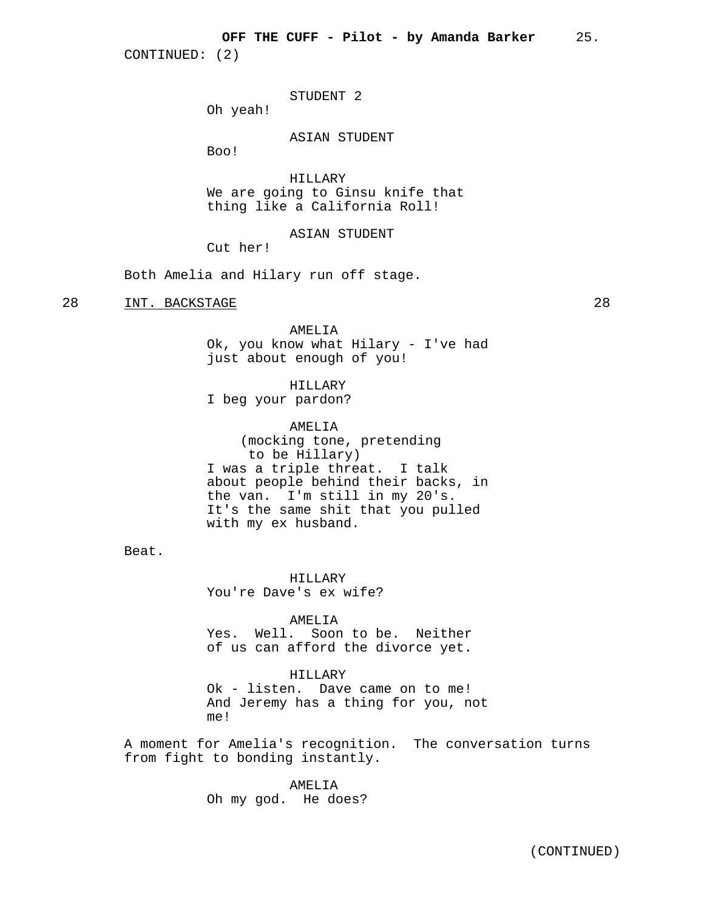CONTINUED: (2)

STUDENT 2
Oh yeah!

ASIAN STUDENT
Boo!

HILLARY
We are going to Ginsu knife that thing like a California Roll!

ASIAN STUDENT
Cut her!

Both Amelia and Hilary run off stage.

28 INT. BACKSTAGE 28

AMELIA
Ok, you know what Hilary - I've had just about enough of you!

HILLARY
I beg your pardon?

AMELIA
(mocking tone, pretending to be Hillary)
I was a triple threat. I talk about people behind their backs, in the van. I'm still in my 20's. It's the same shit that you pulled with my ex husband.

Beat.

HILLARY
You're Dave's ex wife?

AMELIA
Yes. Well. Soon to be. Neither of us can afford the divorce yet.

HILLARY
Ok - listen. Dave came on to me! And Jeremy has a thing for you, not me!

A moment for Amelia's recognition. The conversation turns from fight to bonding instantly.

AMELIA
Oh my god. He does?

(CONTINUED)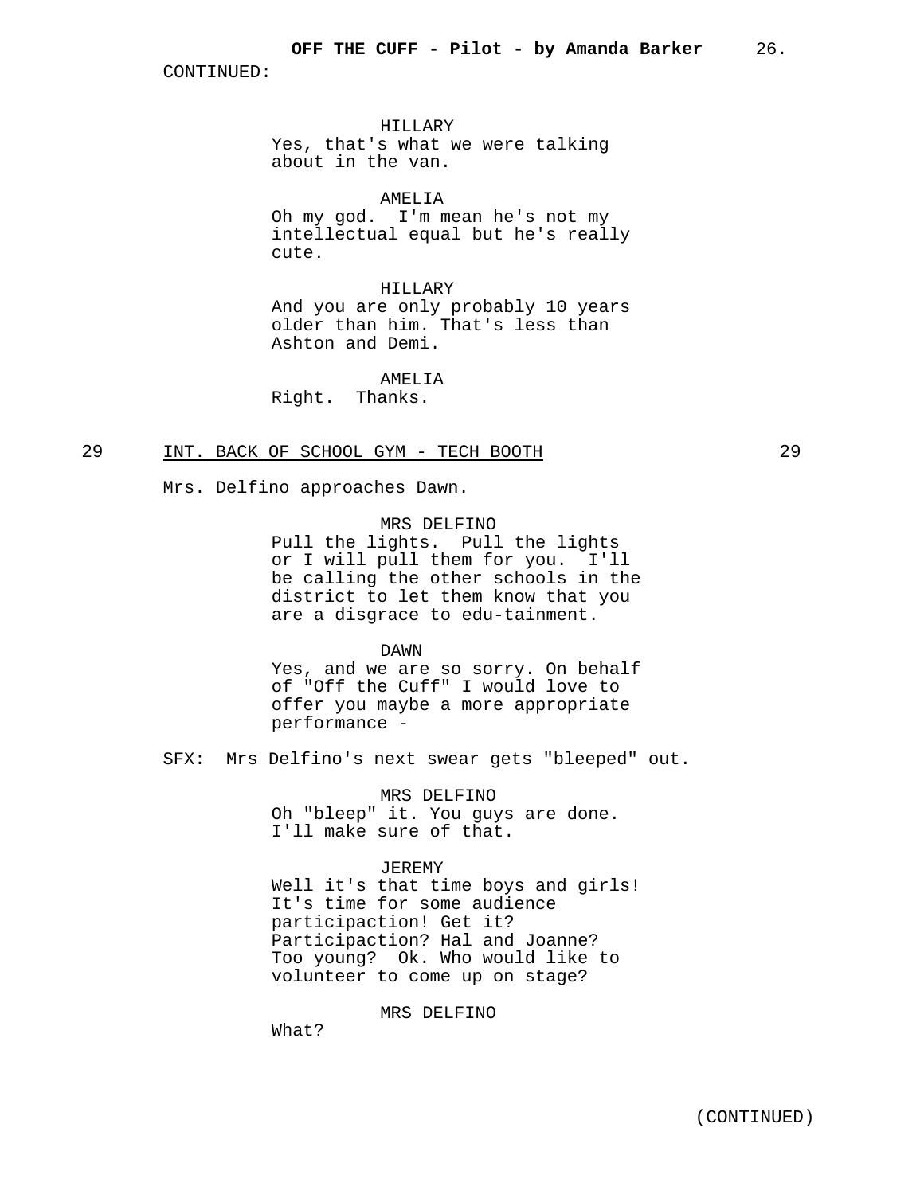CONTINUED:

HILLARY
Yes, that's what we were talking about in the van.

AMELIA
Oh my god. I'm mean he's not my intellectual equal but he's really cute.

HILLARY
And you are only probably 10 years older than him. That's less than Ashton and Demi.

AMELIA
Right. Thanks.

29 INT. BACK OF SCHOOL GYM - TECH BOOTH 29

Mrs. Delfino approaches Dawn.

MRS DELFINO
Pull the lights. Pull the lights or I will pull them for you. I'll be calling the other schools in the district to let them know that you are a disgrace to edu-tainment.

DAWN
Yes, and we are so sorry. On behalf of "Off the Cuff" I would love to offer you maybe a more appropriate performance -

SFX: Mrs Delfino's next swear gets "bleeped" out.

MRS DELFINO
Oh "bleep" it. You guys are done. I'll make sure of that.

JEREMY
Well it's that time boys and girls! It's time for some audience participaction! Get it? Participaction? Hal and Joanne? Too young? Ok. Who would like to volunteer to come up on stage?

MRS DELFINO
What?

(CONTINUED)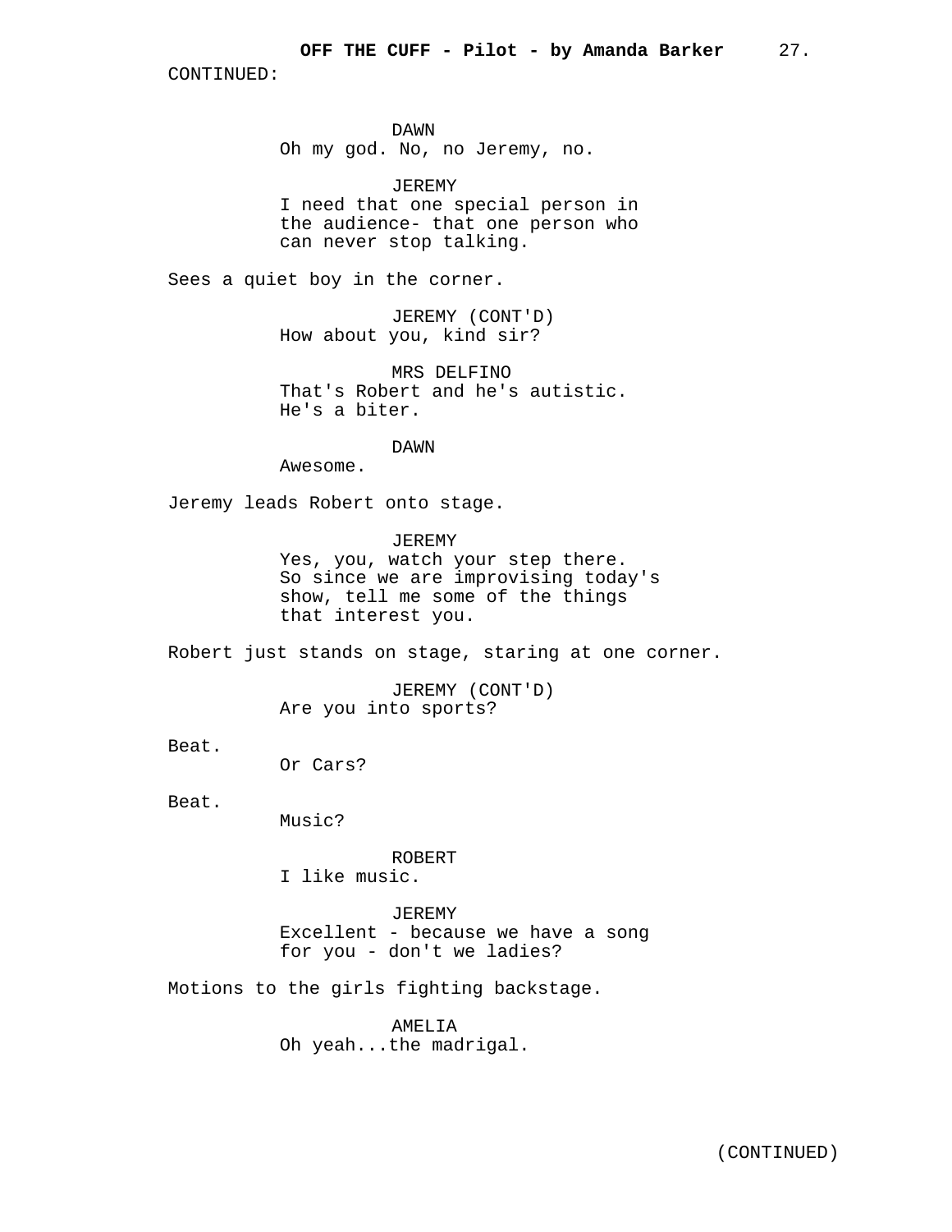CONTINUED:

DAWN
Oh my god. No, no Jeremy, no.

JEREMY
I need that one special person in the audience- that one person who can never stop talking.

Sees a quiet boy in the corner.

JEREMY (CONT'D)
How about you, kind sir?

MRS DELFINO
That's Robert and he's autistic. He's a biter.

DAWN
Awesome.

Jeremy leads Robert onto stage.

JEREMY
Yes, you, watch your step there. So since we are improvising today's show, tell me some of the things that interest you.

Robert just stands on stage, staring at one corner.

JEREMY (CONT'D)
Are you into sports?

Beat.

Or Cars?

Beat.

Music?

ROBERT
I like music.

JEREMY
Excellent - because we have a song for you - don't we ladies?

Motions to the girls fighting backstage.

AMELIA
Oh yeah...the madrigal.

(CONTINUED)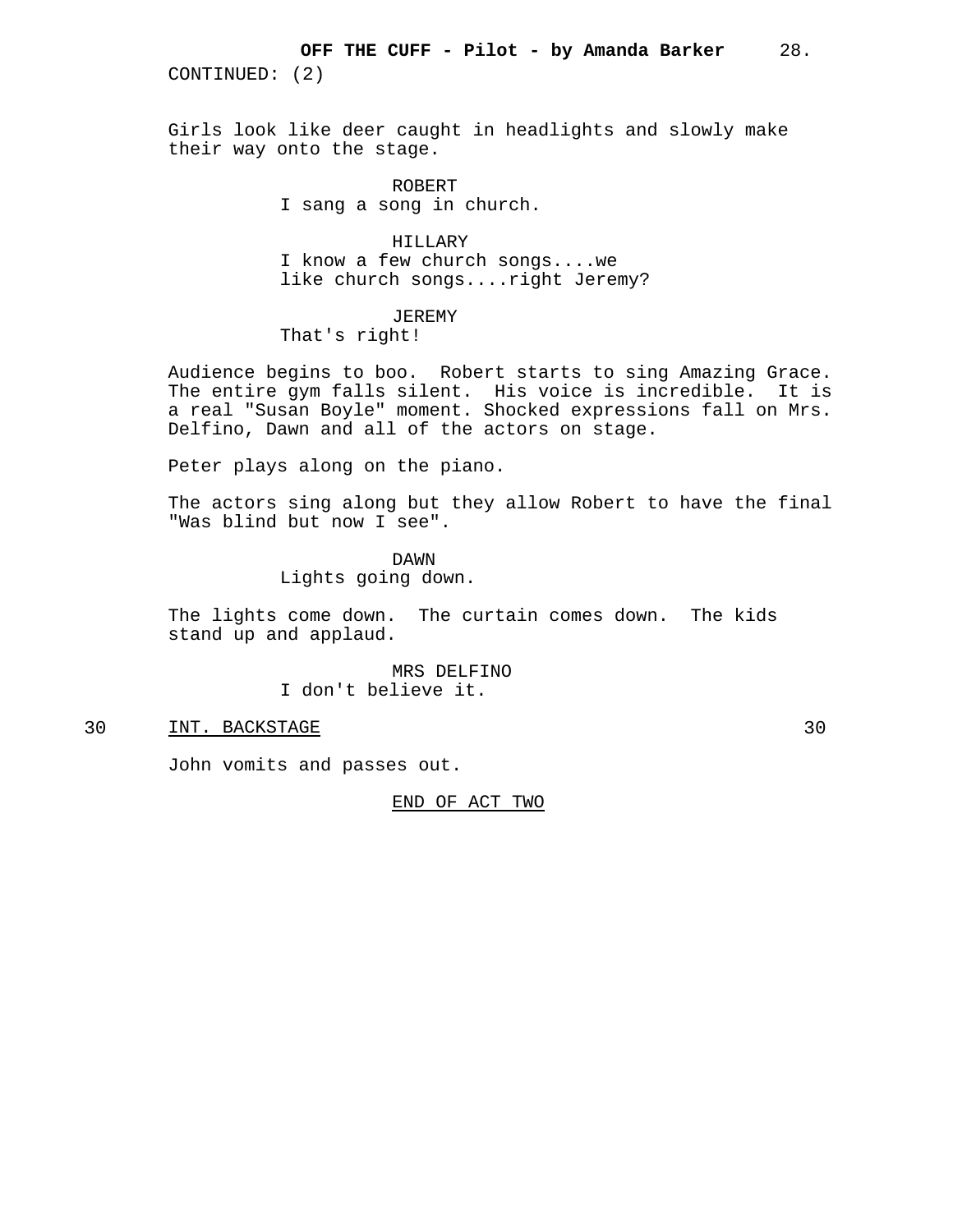CONTINUED: (2)

Girls look like deer caught in headlights and slowly make their way onto the stage.

ROBERT
I sang a song in church.

HILLARY
I know a few church songs....we like church songs....right Jeremy?

JEREMY
That's right!

Audience begins to boo. Robert starts to sing Amazing Grace. The entire gym falls silent. His voice is incredible. It is a real "Susan Boyle" moment. Shocked expressions fall on Mrs. Delfino, Dawn and all of the actors on stage.

Peter plays along on the piano.

The actors sing along but they allow Robert to have the final "Was blind but now I see".

DAWN
Lights going down.

The lights come down. The curtain comes down. The kids stand up and applaud.

MRS DELFINO
I don't believe it.

30 INT. BACKSTAGE 30

John vomits and passes out.

END OF ACT TWO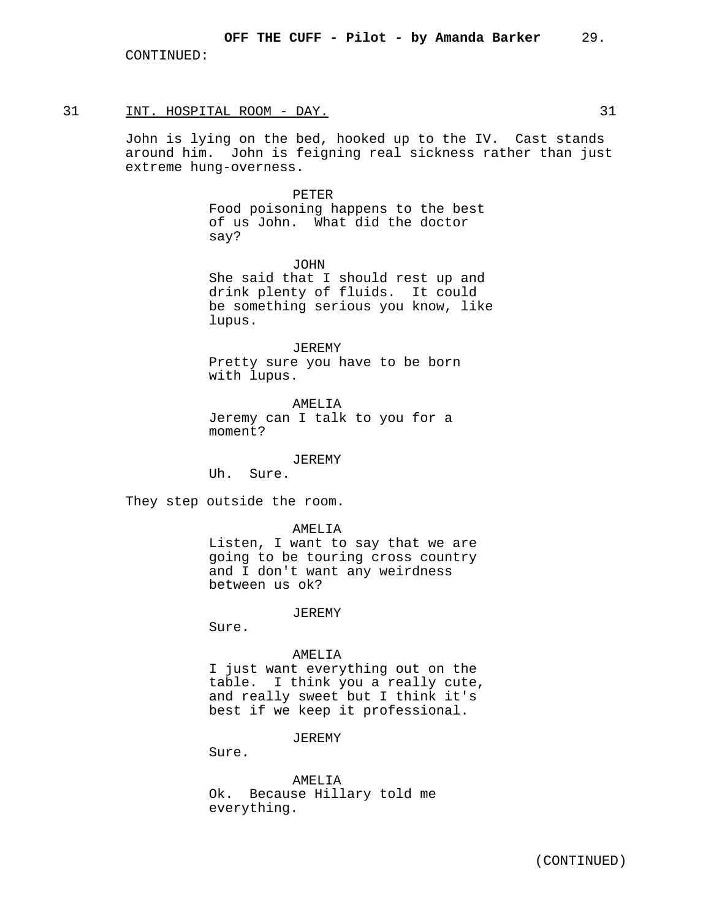CONTINUED:

31 INT. HOSPITAL ROOM - DAY. 31

John is lying on the bed, hooked up to the IV. Cast stands around him. John is feigning real sickness rather than just extreme hung-overness.

PETER
Food poisoning happens to the best of us John. What did the doctor say?

JOHN
She said that I should rest up and drink plenty of fluids. It could be something serious you know, like lupus.

JEREMY
Pretty sure you have to be born with lupus.

AMELIA
Jeremy can I talk to you for a moment?

JEREMY
Uh. Sure.

They step outside the room.

AMELIA
Listen, I want to say that we are going to be touring cross country and I don't want any weirdness between us ok?

JEREMY
Sure.

AMELIA
I just want everything out on the table. I think you a really cute, and really sweet but I think it's best if we keep it professional.

JEREMY
Sure.

AMELIA
Ok. Because Hillary told me everything.

(CONTINUED)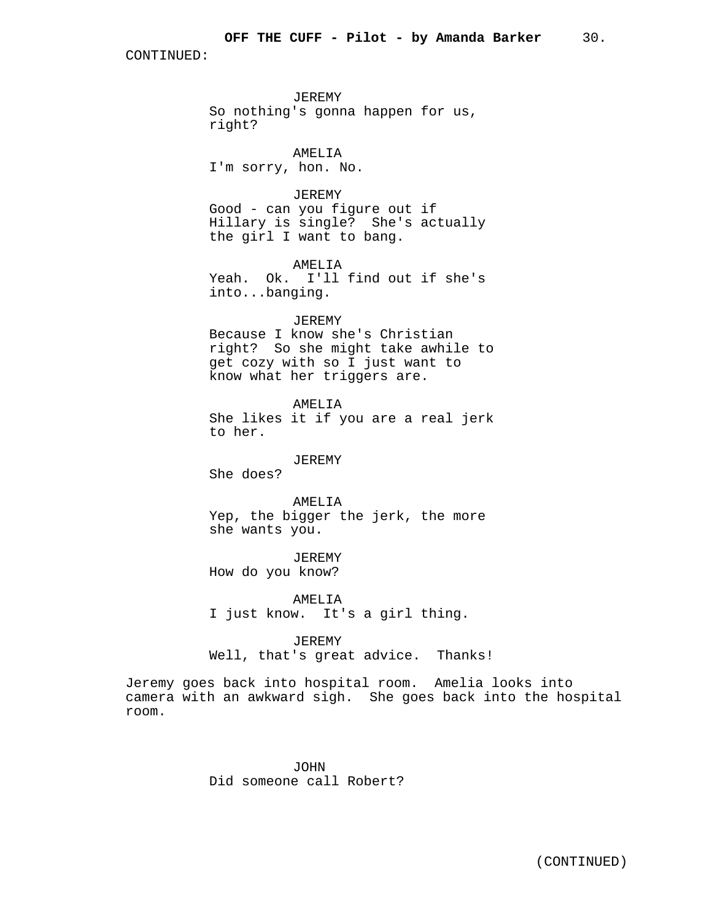CONTINUED:

JEREMY
So nothing's gonna happen for us, right?

AMELIA
I'm sorry, hon. No.

JEREMY
Good - can you figure out if Hillary is single? She's actually the girl I want to bang.

AMELIA
Yeah. Ok. I'll find out if she's into...banging.

JEREMY
Because I know she's Christian right? So she might take awhile to get cozy with so I just want to know what her triggers are.

AMELIA
She likes it if you are a real jerk to her.

JEREMY
She does?

AMELIA
Yep, the bigger the jerk, the more she wants you.

JEREMY
How do you know?

AMELIA
I just know. It's a girl thing.

JEREMY
Well, that's great advice. Thanks!

Jeremy goes back into hospital room. Amelia looks into camera with an awkward sigh. She goes back into the hospital room.

JOHN
Did someone call Robert?

(CONTINUED)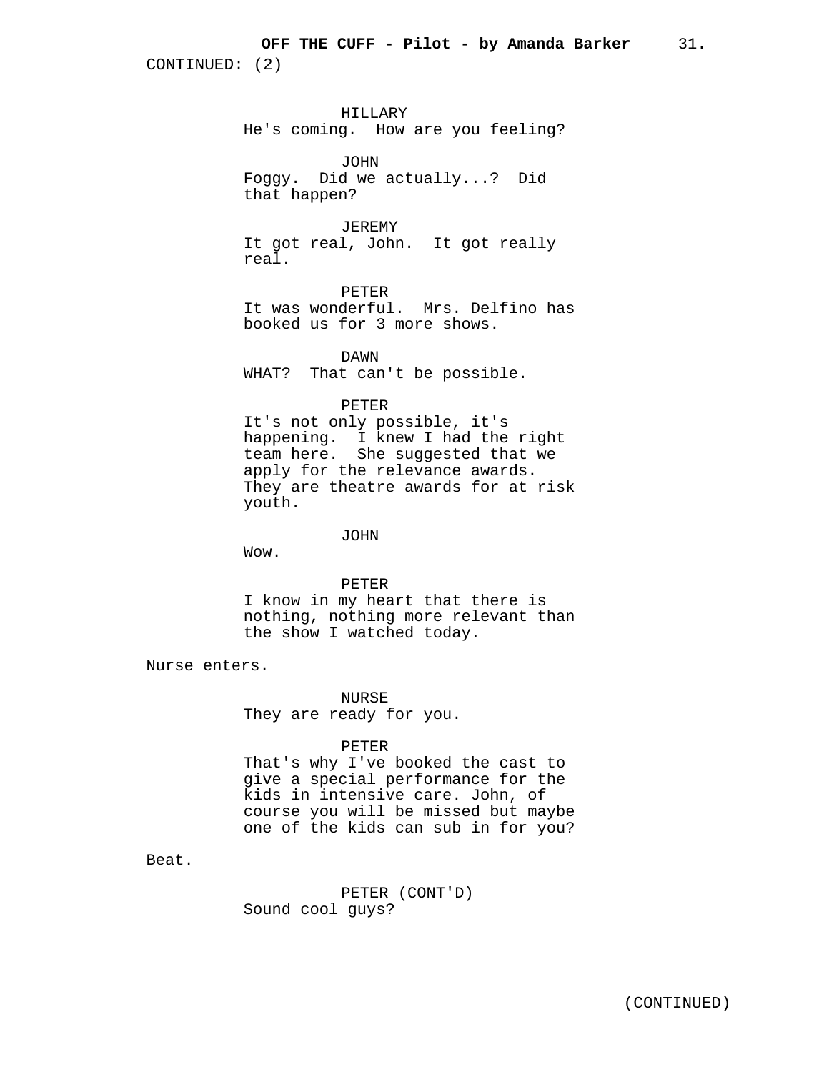CONTINUED: (2)

HILLARY
He's coming. How are you feeling?

JOHN
Foggy. Did we actually...? Did that happen?

JEREMY
It got real, John. It got really real.

PETER
It was wonderful. Mrs. Delfino has booked us for 3 more shows.

DAWN
WHAT? That can't be possible.

PETER
It's not only possible, it's happening. I knew I had the right team here. She suggested that we apply for the relevance awards. They are theatre awards for at risk youth.

JOHN
Wow.

PETER
I know in my heart that there is nothing, nothing more relevant than the show I watched today.

Nurse enters.

NURSE
They are ready for you.

PETER
That's why I've booked the cast to give a special performance for the kids in intensive care. John, of course you will be missed but maybe one of the kids can sub in for you?

Beat.

PETER (CONT'D)
Sound cool guys?

(CONTINUED)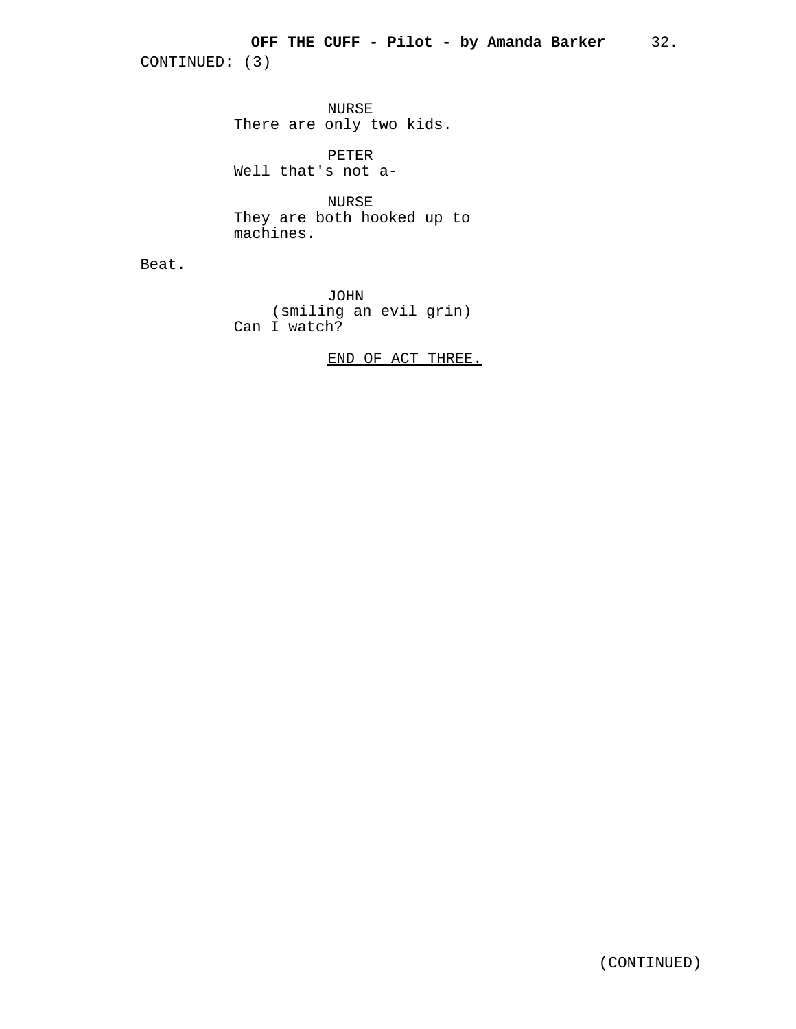CONTINUED: (3)

NURSE
There are only two kids.

PETER
Well that's not a-

NURSE
They are both hooked up to machines.

Beat.

JOHN
(smiling an evil grin)
Can I watch?

END OF ACT THREE.

(CONTINUED)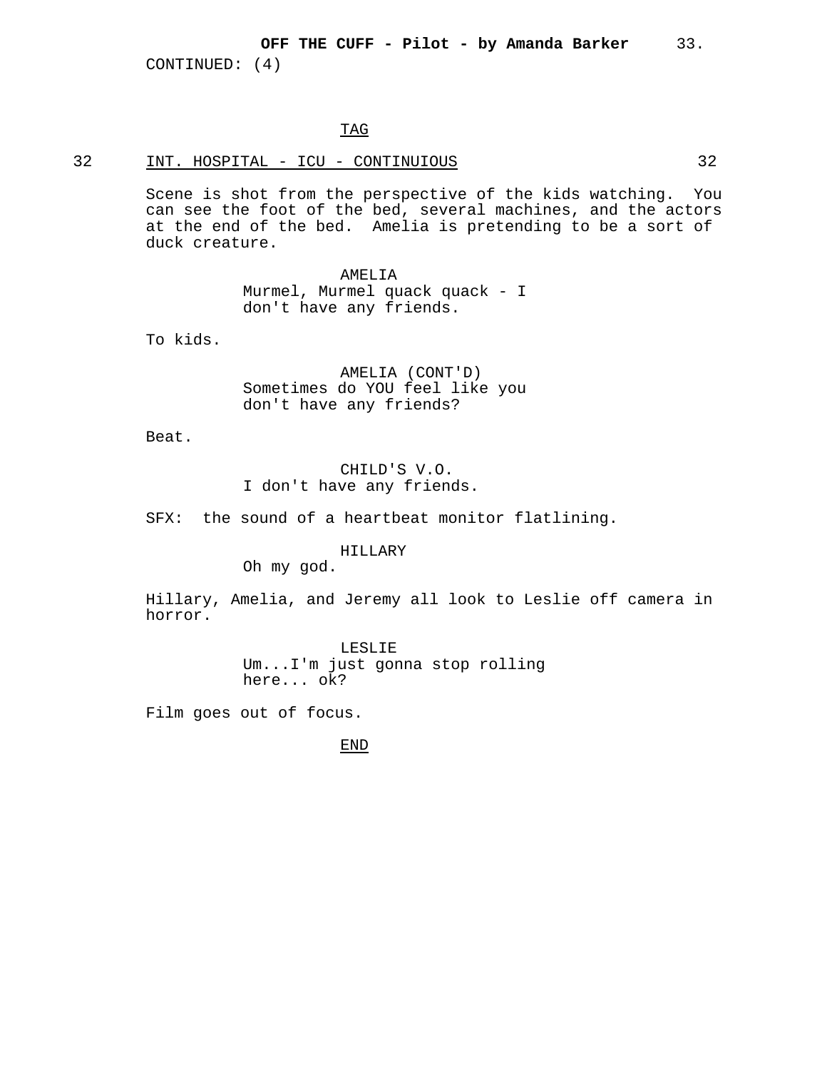CONTINUED: (4)

TAG

32 INT. HOSPITAL - ICU - CONTINUIOUS 32

Scene is shot from the perspective of the kids watching. You can see the foot of the bed, several machines, and the actors at the end of the bed. Amelia is pretending to be a sort of duck creature.

AMELIA
Murmel, Murmel quack quack - I don't have any friends.

To kids.

AMELIA (CONT'D)
Sometimes do YOU feel like you don't have any friends?

Beat.

CHILD'S V.O.
I don't have any friends.

SFX: the sound of a heartbeat monitor flatlining.

HILLARY
Oh my god.

Hillary, Amelia, and Jeremy all look to Leslie off camera in horror.

LESLIE
Um...I'm just gonna stop rolling here... ok?

Film goes out of focus.

END